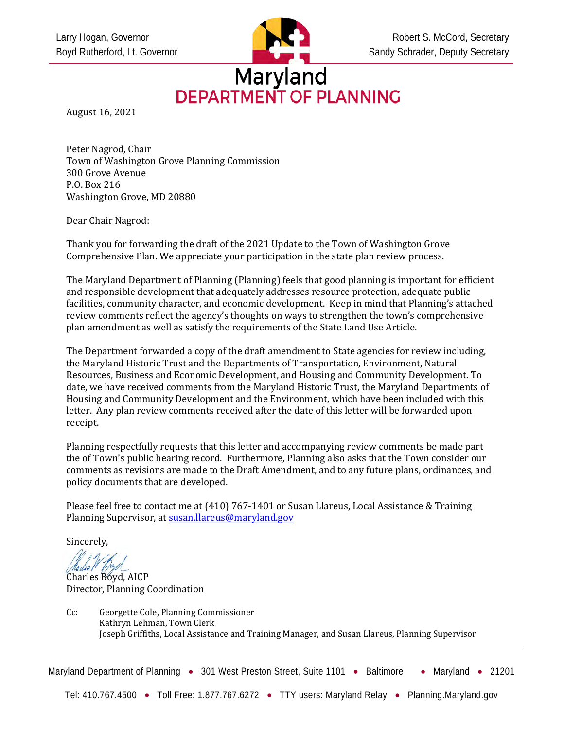Larry Hogan, Governor
Boyd Rutherford, Lt. Governor

Robert S. McCord, Secretary
Sandy Schrader, Deputy Secretary

# Maryland
## DEPARTMENT OF PLANNING

August 16, 2021

Peter Nagrod, Chair
Town of Washington Grove Planning Commission
300 Grove Avenue
P.O. Box 216
Washington Grove, MD 20880

Dear Chair Nagrod:

Thank you for forwarding the draft of the 2021 Update to the Town of Washington Grove Comprehensive Plan. We appreciate your participation in the state plan review process.

The Maryland Department of Planning (Planning) feels that good planning is important for efficient and responsible development that adequately addresses resource protection, adequate public facilities, community character, and economic development. Keep in mind that Planning's attached review comments reflect the agency's thoughts on ways to strengthen the town's comprehensive plan amendment as well as satisfy the requirements of the State Land Use Article.

The Department forwarded a copy of the draft amendment to State agencies for review including, the Maryland Historic Trust and the Departments of Transportation, Environment, Natural Resources, Business and Economic Development, and Housing and Community Development. To date, we have received comments from the Maryland Historic Trust, the Maryland Departments of Housing and Community Development and the Environment, which have been included with this letter. Any plan review comments received after the date of this letter will be forwarded upon receipt.

Planning respectfully requests that this letter and accompanying review comments be made part the of Town's public hearing record. Furthermore, Planning also asks that the Town consider our comments as revisions are made to the Draft Amendment, and to any future plans, ordinances, and policy documents that are developed.

Please feel free to contact me at (410) 767-1401 or Susan Llareus, Local Assistance & Training Planning Supervisor, at susan.llareus@maryland.gov

Sincerely,

Charles Boyd, AICP
Director, Planning Coordination

Cc: Georgette Cole, Planning Commissioner
Kathryn Lehman, Town Clerk
Joseph Griffiths, Local Assistance and Training Manager, and Susan Llareus, Planning Supervisor

Maryland Department of Planning • 301 West Preston Street, Suite 1101 • Baltimore • Maryland • 21201

Tel: 410.767.4500 • Toll Free: 1.877.767.6272 • TTY users: Maryland Relay • Planning.Maryland.gov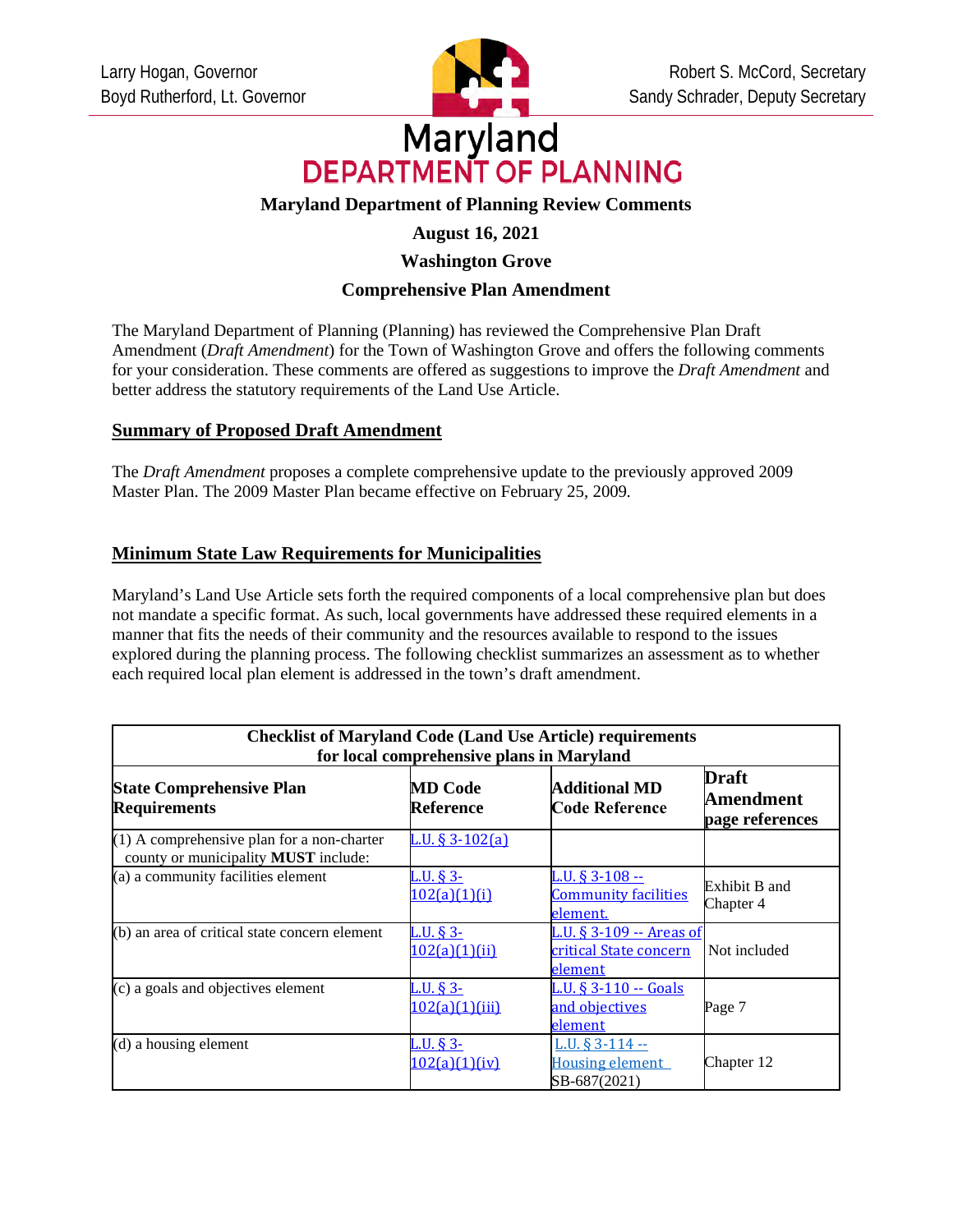Larry Hogan, Governor
Boyd Rutherford, Lt. Governor

Robert S. McCord, Secretary
Sandy Schrader, Deputy Secretary

Maryland
DEPARTMENT OF PLANNING

**Maryland Department of Planning Review Comments**

**August 16, 2021**

**Washington Grove**

**Comprehensive Plan Amendment**

The Maryland Department of Planning (Planning) has reviewed the Comprehensive Plan Draft Amendment (*Draft Amendment*) for the Town of Washington Grove and offers the following comments for your consideration. These comments are offered as suggestions to improve the *Draft Amendment* and better address the statutory requirements of the Land Use Article.

## Summary of Proposed Draft Amendment

The *Draft Amendment* proposes a complete comprehensive update to the previously approved 2009 Master Plan. The 2009 Master Plan became effective on February 25, 2009.

## Minimum State Law Requirements for Municipalities

Maryland's Land Use Article sets forth the required components of a local comprehensive plan but does not mandate a specific format. As such, local governments have addressed these required elements in a manner that fits the needs of their community and the resources available to respond to the issues explored during the planning process. The following checklist summarizes an assessment as to whether each required local plan element is addressed in the town's draft amendment.

| Checklist of Maryland Code (Land Use Article) requirements for local comprehensive plans in Maryland | | | |
|---|---|---|---|
| **State Comprehensive Plan Requirements** | **MD Code Reference** | **Additional MD Code Reference** | **Draft Amendment page references** |
| (1) A comprehensive plan for a non-charter county or municipality **MUST** include: | L.U. § 3-102(a) | | |
| (a) a community facilities element | L.U. § 3-102(a)(1)(i) | L.U. § 3-108 -- Community facilities element. | Exhibit B and Chapter 4 |
| (b) an area of critical state concern element | L.U. § 3-102(a)(1)(ii) | L.U. § 3-109 -- Areas of critical State concern element | Not included |
| (c) a goals and objectives element | L.U. § 3-102(a)(1)(iii) | L.U. § 3-110 -- Goals and objectives element | Page 7 |
| (d) a housing element | L.U. § 3-102(a)(1)(iv) | L.U. § 3-114 -- Housing element SB-687(2021) | Chapter 12 |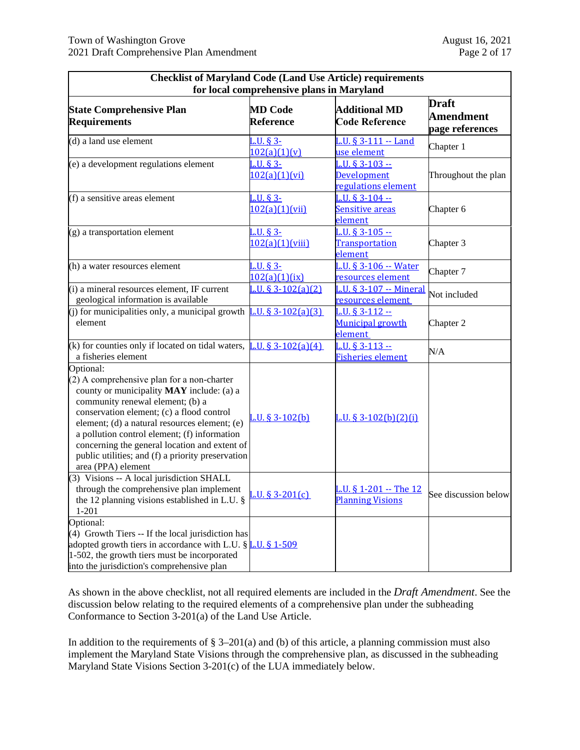| Checklist of Maryland Code (Land Use Article) requirements for local comprehensive plans in Maryland | | | |
|---|---|---|---|
| **State Comprehensive Plan Requirements** | **MD Code Reference** | **Additional MD Code Reference** | **Draft Amendment page references** |
| (d) a land use element | L.U. § 3-102(a)(1)(v) | L.U. § 3-111 -- Land use element | Chapter 1 |
| (e) a development regulations element | L.U. § 3-102(a)(1)(vi) | L.U. § 3-103 -- Development regulations element | Throughout the plan |
| (f) a sensitive areas element | L.U. § 3-102(a)(1)(vii) | L.U. § 3-104 -- Sensitive areas element | Chapter 6 |
| (g) a transportation element | L.U. § 3-102(a)(1)(viii) | L.U. § 3-105 -- Transportation element | Chapter 3 |
| (h) a water resources element | L.U. § 3-102(a)(1)(ix) | L.U. § 3-106 -- Water resources element | Chapter 7 |
| (i) a mineral resources element, IF current geological information is available | L.U. § 3-102(a)(2) | L.U. § 3-107 -- Mineral resources element | Not included |
| (j) for municipalities only, a municipal growth element | L.U. § 3-102(a)(3) | L.U. § 3-112 -- Municipal growth element | Chapter 2 |
| (k) for counties only if located on tidal waters, a fisheries element | L.U. § 3-102(a)(4) | L.U. § 3-113 -- Fisheries element | N/A |
| Optional: (2) A comprehensive plan for a non-charter county or municipality **MAY** include: (a) a community renewal element; (b) a conservation element; (c) a flood control element; (d) a natural resources element; (e) a pollution control element; (f) information concerning the general location and extent of public utilities; and (f) a priority preservation area (PPA) element | L.U. § 3-102(b) | L.U. § 3-102(b)(2)(i) | |
| (3) Visions -- A local jurisdiction SHALL through the comprehensive plan implement the 12 planning visions established in L.U. § 1-201 | L.U. § 3-201(c) | L.U. § 1-201 -- The 12 Planning Visions | See discussion below |
| Optional: (4) Growth Tiers -- If the local jurisdiction has adopted growth tiers in accordance with L.U. § 1-502, the growth tiers must be incorporated into the jurisdiction's comprehensive plan | L.U. § 1-509 | | |

As shown in the above checklist, not all required elements are included in the *Draft Amendment*. See the discussion below relating to the required elements of a comprehensive plan under the subheading Conformance to Section 3-201(a) of the Land Use Article.

In addition to the requirements of § 3–201(a) and (b) of this article, a planning commission must also implement the Maryland State Visions through the comprehensive plan, as discussed in the subheading Maryland State Visions Section 3-201(c) of the LUA immediately below.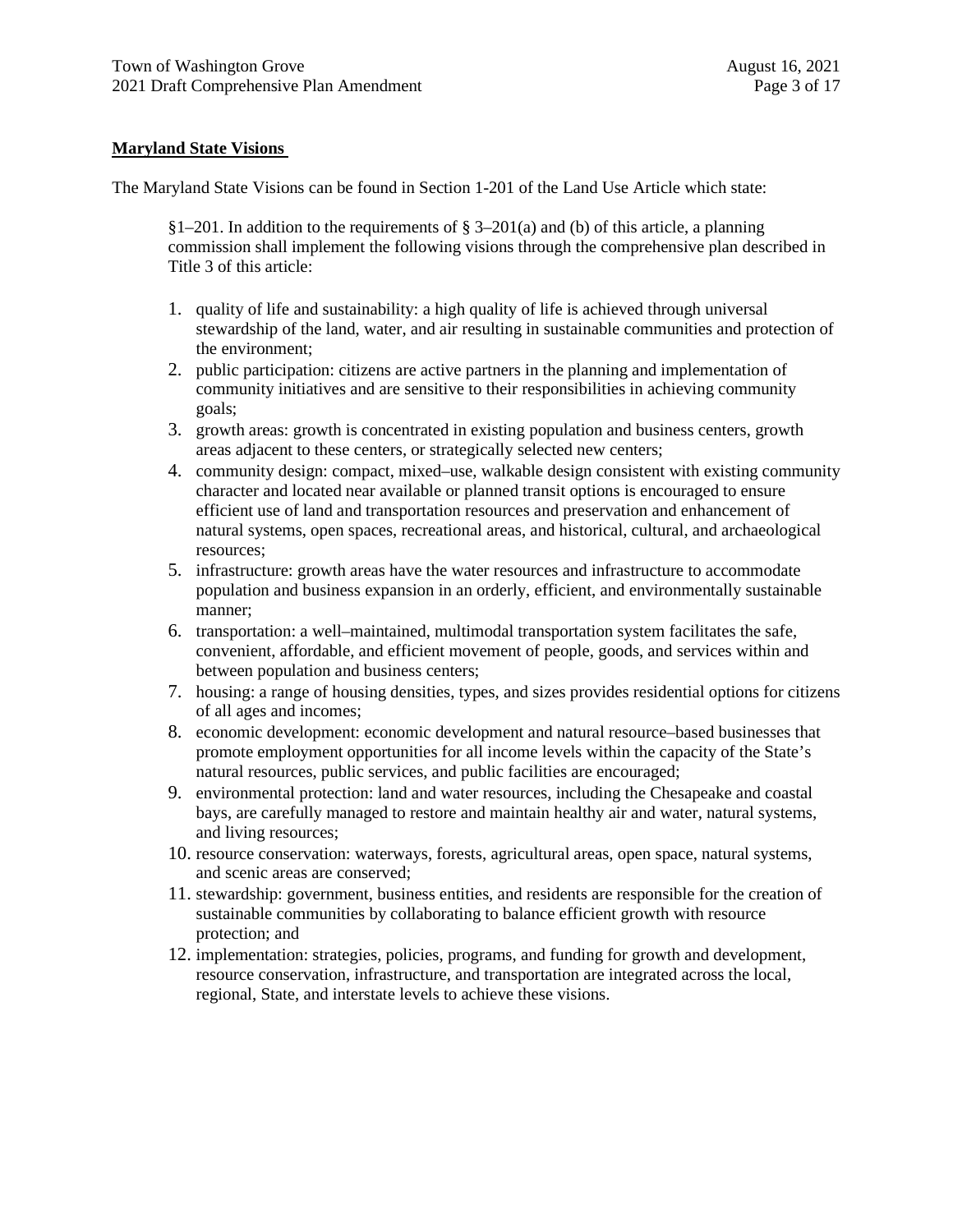**Maryland State Visions**

The Maryland State Visions can be found in Section 1-201 of the Land Use Article which state:

> §1–201. In addition to the requirements of § 3–201(a) and (b) of this article, a planning commission shall implement the following visions through the comprehensive plan described in Title 3 of this article:
>
> 1. quality of life and sustainability: a high quality of life is achieved through universal stewardship of the land, water, and air resulting in sustainable communities and protection of the environment;
> 2. public participation: citizens are active partners in the planning and implementation of community initiatives and are sensitive to their responsibilities in achieving community goals;
> 3. growth areas: growth is concentrated in existing population and business centers, growth areas adjacent to these centers, or strategically selected new centers;
> 4. community design: compact, mixed–use, walkable design consistent with existing community character and located near available or planned transit options is encouraged to ensure efficient use of land and transportation resources and preservation and enhancement of natural systems, open spaces, recreational areas, and historical, cultural, and archaeological resources;
> 5. infrastructure: growth areas have the water resources and infrastructure to accommodate population and business expansion in an orderly, efficient, and environmentally sustainable manner;
> 6. transportation: a well–maintained, multimodal transportation system facilitates the safe, convenient, affordable, and efficient movement of people, goods, and services within and between population and business centers;
> 7. housing: a range of housing densities, types, and sizes provides residential options for citizens of all ages and incomes;
> 8. economic development: economic development and natural resource–based businesses that promote employment opportunities for all income levels within the capacity of the State's natural resources, public services, and public facilities are encouraged;
> 9. environmental protection: land and water resources, including the Chesapeake and coastal bays, are carefully managed to restore and maintain healthy air and water, natural systems, and living resources;
> 10. resource conservation: waterways, forests, agricultural areas, open space, natural systems, and scenic areas are conserved;
> 11. stewardship: government, business entities, and residents are responsible for the creation of sustainable communities by collaborating to balance efficient growth with resource protection; and
> 12. implementation: strategies, policies, programs, and funding for growth and development, resource conservation, infrastructure, and transportation are integrated across the local, regional, State, and interstate levels to achieve these visions.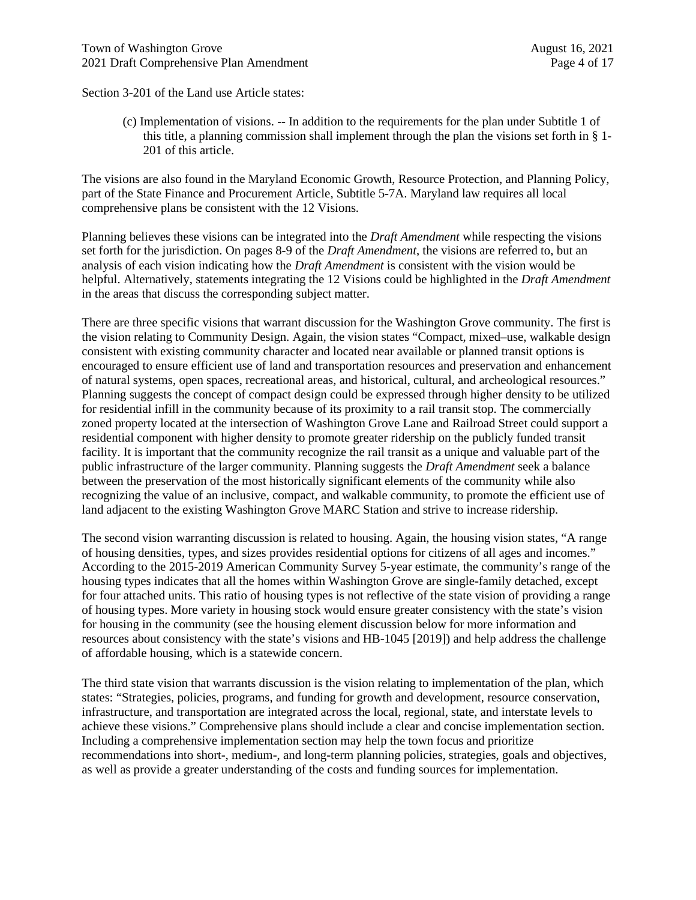Section 3-201 of the Land use Article states:

> (c) Implementation of visions. -- In addition to the requirements for the plan under Subtitle 1 of this title, a planning commission shall implement through the plan the visions set forth in § 1-201 of this article.

The visions are also found in the Maryland Economic Growth, Resource Protection, and Planning Policy, part of the State Finance and Procurement Article, Subtitle 5-7A. Maryland law requires all local comprehensive plans be consistent with the 12 Visions.

Planning believes these visions can be integrated into the *Draft Amendment* while respecting the visions set forth for the jurisdiction. On pages 8-9 of the *Draft Amendment*, the visions are referred to, but an analysis of each vision indicating how the *Draft Amendment* is consistent with the vision would be helpful. Alternatively, statements integrating the 12 Visions could be highlighted in the *Draft Amendment* in the areas that discuss the corresponding subject matter.

There are three specific visions that warrant discussion for the Washington Grove community. The first is the vision relating to Community Design. Again, the vision states "Compact, mixed–use, walkable design consistent with existing community character and located near available or planned transit options is encouraged to ensure efficient use of land and transportation resources and preservation and enhancement of natural systems, open spaces, recreational areas, and historical, cultural, and archeological resources." Planning suggests the concept of compact design could be expressed through higher density to be utilized for residential infill in the community because of its proximity to a rail transit stop. The commercially zoned property located at the intersection of Washington Grove Lane and Railroad Street could support a residential component with higher density to promote greater ridership on the publicly funded transit facility. It is important that the community recognize the rail transit as a unique and valuable part of the public infrastructure of the larger community. Planning suggests the *Draft Amendment* seek a balance between the preservation of the most historically significant elements of the community while also recognizing the value of an inclusive, compact, and walkable community, to promote the efficient use of land adjacent to the existing Washington Grove MARC Station and strive to increase ridership.

The second vision warranting discussion is related to housing. Again, the housing vision states, "A range of housing densities, types, and sizes provides residential options for citizens of all ages and incomes." According to the 2015-2019 American Community Survey 5-year estimate, the community's range of the housing types indicates that all the homes within Washington Grove are single-family detached, except for four attached units. This ratio of housing types is not reflective of the state vision of providing a range of housing types. More variety in housing stock would ensure greater consistency with the state's vision for housing in the community (see the housing element discussion below for more information and resources about consistency with the state's visions and HB-1045 [2019]) and help address the challenge of affordable housing, which is a statewide concern.

The third state vision that warrants discussion is the vision relating to implementation of the plan, which states: "Strategies, policies, programs, and funding for growth and development, resource conservation, infrastructure, and transportation are integrated across the local, regional, state, and interstate levels to achieve these visions." Comprehensive plans should include a clear and concise implementation section. Including a comprehensive implementation section may help the town focus and prioritize recommendations into short-, medium-, and long-term planning policies, strategies, goals and objectives, as well as provide a greater understanding of the costs and funding sources for implementation.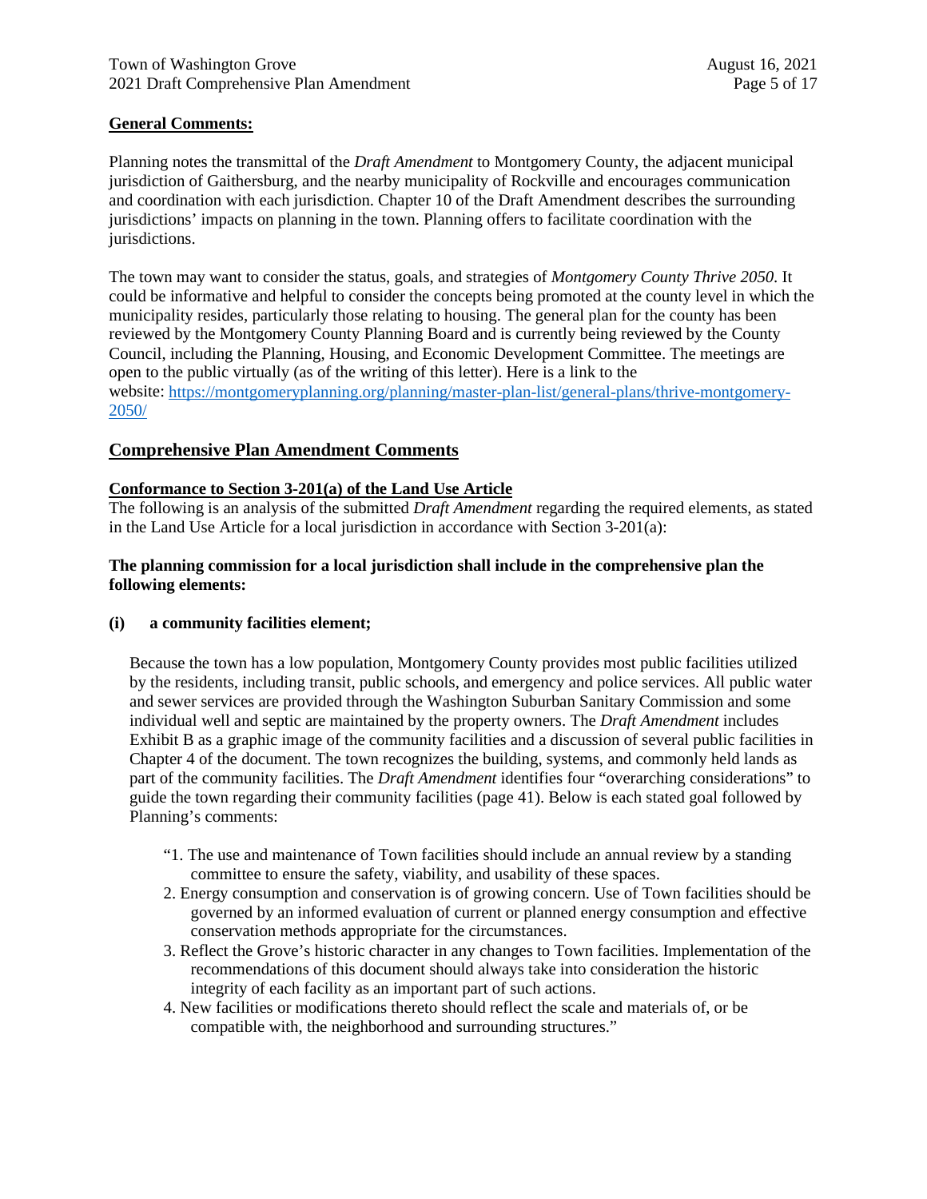**General Comments:**

Planning notes the transmittal of the *Draft Amendment* to Montgomery County, the adjacent municipal jurisdiction of Gaithersburg, and the nearby municipality of Rockville and encourages communication and coordination with each jurisdiction. Chapter 10 of the Draft Amendment describes the surrounding jurisdictions' impacts on planning in the town. Planning offers to facilitate coordination with the jurisdictions.

The town may want to consider the status, goals, and strategies of *Montgomery County Thrive 2050*. It could be informative and helpful to consider the concepts being promoted at the county level in which the municipality resides, particularly those relating to housing. The general plan for the county has been reviewed by the Montgomery County Planning Board and is currently being reviewed by the County Council, including the Planning, Housing, and Economic Development Committee. The meetings are open to the public virtually (as of the writing of this letter). Here is a link to the website: [https://montgomeryplanning.org/planning/master-plan-list/general-plans/thrive-montgomery-2050/](https://montgomeryplanning.org/planning/master-plan-list/general-plans/thrive-montgomery-2050/)

## Comprehensive Plan Amendment Comments

**Conformance to Section 3-201(a) of the Land Use Article**

The following is an analysis of the submitted *Draft Amendment* regarding the required elements, as stated in the Land Use Article for a local jurisdiction in accordance with Section 3-201(a):

**The planning commission for a local jurisdiction shall include in the comprehensive plan the following elements:**

**(i) a community facilities element;**

Because the town has a low population, Montgomery County provides most public facilities utilized by the residents, including transit, public schools, and emergency and police services. All public water and sewer services are provided through the Washington Suburban Sanitary Commission and some individual well and septic are maintained by the property owners. The *Draft Amendment* includes Exhibit B as a graphic image of the community facilities and a discussion of several public facilities in Chapter 4 of the document. The town recognizes the building, systems, and commonly held lands as part of the community facilities. The *Draft Amendment* identifies four "overarching considerations" to guide the town regarding their community facilities (page 41). Below is each stated goal followed by Planning's comments:

"1. The use and maintenance of Town facilities should include an annual review by a standing committee to ensure the safety, viability, and usability of these spaces.
2. Energy consumption and conservation is of growing concern. Use of Town facilities should be governed by an informed evaluation of current or planned energy consumption and effective conservation methods appropriate for the circumstances.
3. Reflect the Grove's historic character in any changes to Town facilities. Implementation of the recommendations of this document should always take into consideration the historic integrity of each facility as an important part of such actions.
4. New facilities or modifications thereto should reflect the scale and materials of, or be compatible with, the neighborhood and surrounding structures."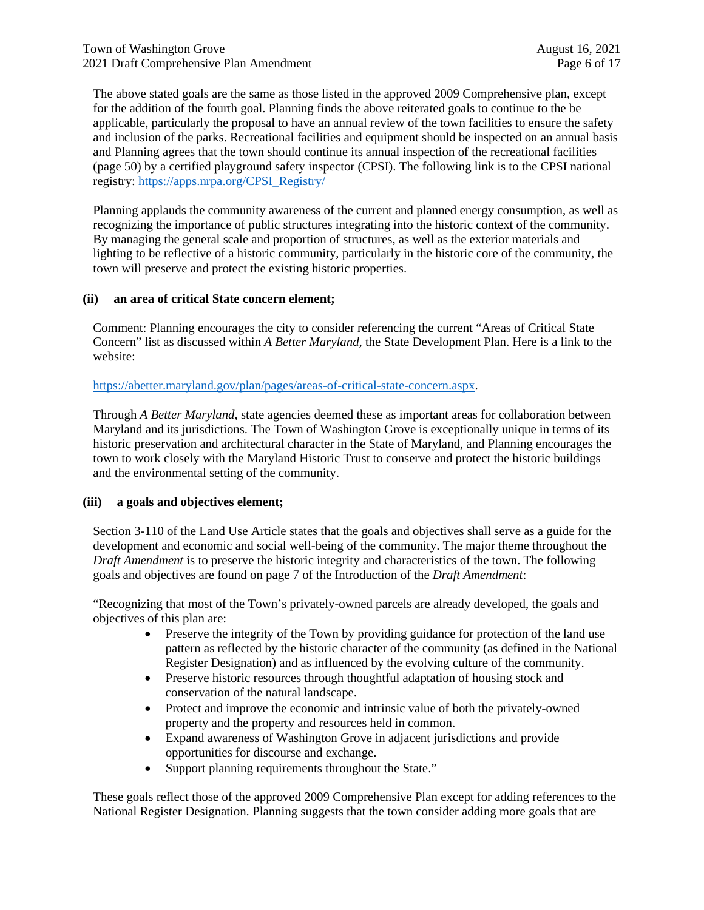The above stated goals are the same as those listed in the approved 2009 Comprehensive plan, except for the addition of the fourth goal. Planning finds the above reiterated goals to continue to the be applicable, particularly the proposal to have an annual review of the town facilities to ensure the safety and inclusion of the parks. Recreational facilities and equipment should be inspected on an annual basis and Planning agrees that the town should continue its annual inspection of the recreational facilities (page 50) by a certified playground safety inspector (CPSI). The following link is to the CPSI national registry: https://apps.nrpa.org/CPSI_Registry/

Planning applauds the community awareness of the current and planned energy consumption, as well as recognizing the importance of public structures integrating into the historic context of the community. By managing the general scale and proportion of structures, as well as the exterior materials and lighting to be reflective of a historic community, particularly in the historic core of the community, the town will preserve and protect the existing historic properties.

### (ii) an area of critical State concern element;

Comment: Planning encourages the city to consider referencing the current "Areas of Critical State Concern" list as discussed within *A Better Maryland*, the State Development Plan. Here is a link to the website:

https://abetter.maryland.gov/plan/pages/areas-of-critical-state-concern.aspx.

Through *A Better Maryland*, state agencies deemed these as important areas for collaboration between Maryland and its jurisdictions. The Town of Washington Grove is exceptionally unique in terms of its historic preservation and architectural character in the State of Maryland, and Planning encourages the town to work closely with the Maryland Historic Trust to conserve and protect the historic buildings and the environmental setting of the community.

### (iii) a goals and objectives element;

Section 3-110 of the Land Use Article states that the goals and objectives shall serve as a guide for the development and economic and social well-being of the community. The major theme throughout the *Draft Amendment* is to preserve the historic integrity and characteristics of the town. The following goals and objectives are found on page 7 of the Introduction of the *Draft Amendment*:

"Recognizing that most of the Town's privately-owned parcels are already developed, the goals and objectives of this plan are:

- Preserve the integrity of the Town by providing guidance for protection of the land use pattern as reflected by the historic character of the community (as defined in the National Register Designation) and as influenced by the evolving culture of the community.
- Preserve historic resources through thoughtful adaptation of housing stock and conservation of the natural landscape.
- Protect and improve the economic and intrinsic value of both the privately-owned property and the property and resources held in common.
- Expand awareness of Washington Grove in adjacent jurisdictions and provide opportunities for discourse and exchange.
- Support planning requirements throughout the State."

These goals reflect those of the approved 2009 Comprehensive Plan except for adding references to the National Register Designation. Planning suggests that the town consider adding more goals that are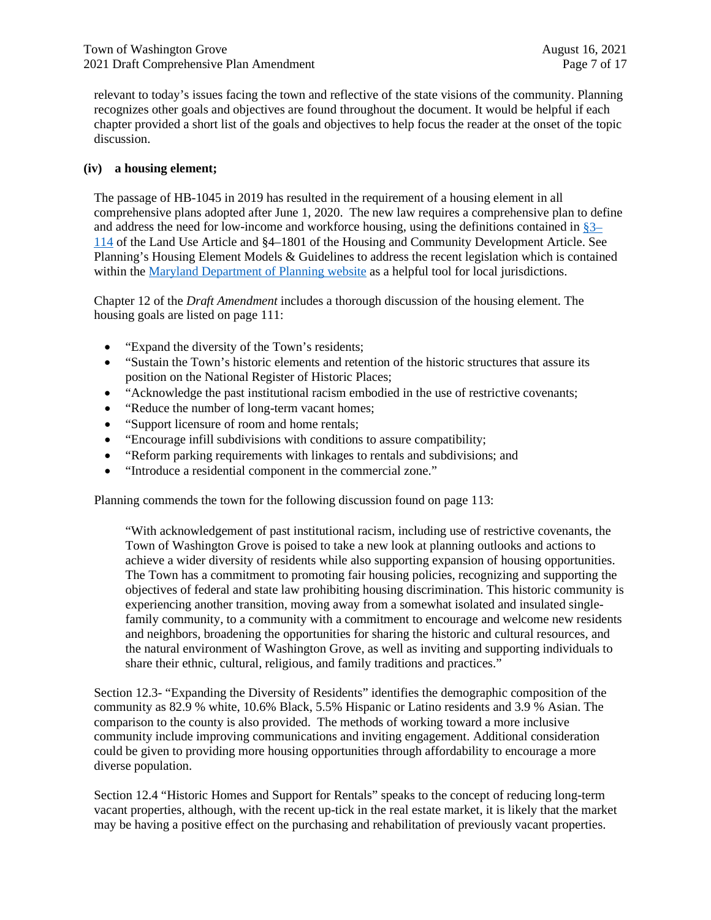relevant to today's issues facing the town and reflective of the state visions of the community. Planning recognizes other goals and objectives are found throughout the document. It would be helpful if each chapter provided a short list of the goals and objectives to help focus the reader at the onset of the topic discussion.

**(iv) a housing element;**

The passage of HB-1045 in 2019 has resulted in the requirement of a housing element in all comprehensive plans adopted after June 1, 2020. The new law requires a comprehensive plan to define and address the need for low-income and workforce housing, using the definitions contained in [§3–114](#) of the Land Use Article and §4–1801 of the Housing and Community Development Article. See Planning's Housing Element Models & Guidelines to address the recent legislation which is contained within the [Maryland Department of Planning website](#) as a helpful tool for local jurisdictions.

Chapter 12 of the *Draft Amendment* includes a thorough discussion of the housing element. The housing goals are listed on page 111:

- "Expand the diversity of the Town's residents;
- "Sustain the Town's historic elements and retention of the historic structures that assure its position on the National Register of Historic Places;
- "Acknowledge the past institutional racism embodied in the use of restrictive covenants;
- "Reduce the number of long-term vacant homes;
- "Support licensure of room and home rentals;
- "Encourage infill subdivisions with conditions to assure compatibility;
- "Reform parking requirements with linkages to rentals and subdivisions; and
- "Introduce a residential component in the commercial zone."

Planning commends the town for the following discussion found on page 113:

> "With acknowledgement of past institutional racism, including use of restrictive covenants, the Town of Washington Grove is poised to take a new look at planning outlooks and actions to achieve a wider diversity of residents while also supporting expansion of housing opportunities. The Town has a commitment to promoting fair housing policies, recognizing and supporting the objectives of federal and state law prohibiting housing discrimination. This historic community is experiencing another transition, moving away from a somewhat isolated and insulated single-family community, to a community with a commitment to encourage and welcome new residents and neighbors, broadening the opportunities for sharing the historic and cultural resources, and the natural environment of Washington Grove, as well as inviting and supporting individuals to share their ethnic, cultural, religious, and family traditions and practices."

Section 12.3- "Expanding the Diversity of Residents" identifies the demographic composition of the community as 82.9 % white, 10.6% Black, 5.5% Hispanic or Latino residents and 3.9 % Asian. The comparison to the county is also provided. The methods of working toward a more inclusive community include improving communications and inviting engagement. Additional consideration could be given to providing more housing opportunities through affordability to encourage a more diverse population.

Section 12.4 "Historic Homes and Support for Rentals" speaks to the concept of reducing long-term vacant properties, although, with the recent up-tick in the real estate market, it is likely that the market may be having a positive effect on the purchasing and rehabilitation of previously vacant properties.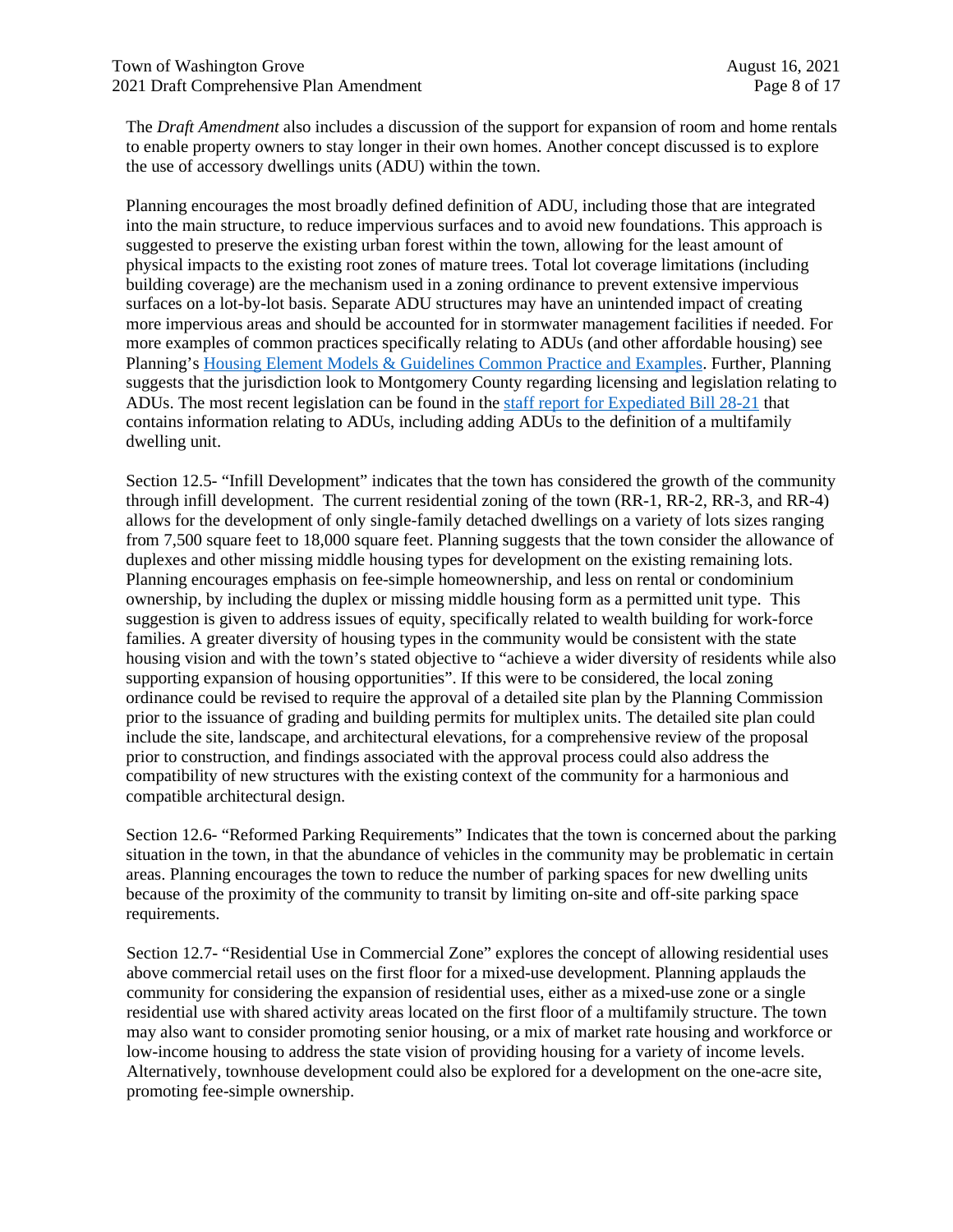The *Draft Amendment* also includes a discussion of the support for expansion of room and home rentals to enable property owners to stay longer in their own homes. Another concept discussed is to explore the use of accessory dwellings units (ADU) within the town.

Planning encourages the most broadly defined definition of ADU, including those that are integrated into the main structure, to reduce impervious surfaces and to avoid new foundations. This approach is suggested to preserve the existing urban forest within the town, allowing for the least amount of physical impacts to the existing root zones of mature trees. Total lot coverage limitations (including building coverage) are the mechanism used in a zoning ordinance to prevent extensive impervious surfaces on a lot-by-lot basis. Separate ADU structures may have an unintended impact of creating more impervious areas and should be accounted for in stormwater management facilities if needed. For more examples of common practices specifically relating to ADUs (and other affordable housing) see Planning's Housing Element Models & Guidelines Common Practice and Examples. Further, Planning suggests that the jurisdiction look to Montgomery County regarding licensing and legislation relating to ADUs. The most recent legislation can be found in the staff report for Expediated Bill 28-21 that contains information relating to ADUs, including adding ADUs to the definition of a multifamily dwelling unit.

Section 12.5- "Infill Development" indicates that the town has considered the growth of the community through infill development. The current residential zoning of the town (RR-1, RR-2, RR-3, and RR-4) allows for the development of only single-family detached dwellings on a variety of lots sizes ranging from 7,500 square feet to 18,000 square feet. Planning suggests that the town consider the allowance of duplexes and other missing middle housing types for development on the existing remaining lots. Planning encourages emphasis on fee-simple homeownership, and less on rental or condominium ownership, by including the duplex or missing middle housing form as a permitted unit type. This suggestion is given to address issues of equity, specifically related to wealth building for work-force families. A greater diversity of housing types in the community would be consistent with the state housing vision and with the town's stated objective to "achieve a wider diversity of residents while also supporting expansion of housing opportunities". If this were to be considered, the local zoning ordinance could be revised to require the approval of a detailed site plan by the Planning Commission prior to the issuance of grading and building permits for multiplex units. The detailed site plan could include the site, landscape, and architectural elevations, for a comprehensive review of the proposal prior to construction, and findings associated with the approval process could also address the compatibility of new structures with the existing context of the community for a harmonious and compatible architectural design.

Section 12.6- "Reformed Parking Requirements" Indicates that the town is concerned about the parking situation in the town, in that the abundance of vehicles in the community may be problematic in certain areas. Planning encourages the town to reduce the number of parking spaces for new dwelling units because of the proximity of the community to transit by limiting on-site and off-site parking space requirements.

Section 12.7- "Residential Use in Commercial Zone" explores the concept of allowing residential uses above commercial retail uses on the first floor for a mixed-use development. Planning applauds the community for considering the expansion of residential uses, either as a mixed-use zone or a single residential use with shared activity areas located on the first floor of a multifamily structure. The town may also want to consider promoting senior housing, or a mix of market rate housing and workforce or low-income housing to address the state vision of providing housing for a variety of income levels. Alternatively, townhouse development could also be explored for a development on the one-acre site, promoting fee-simple ownership.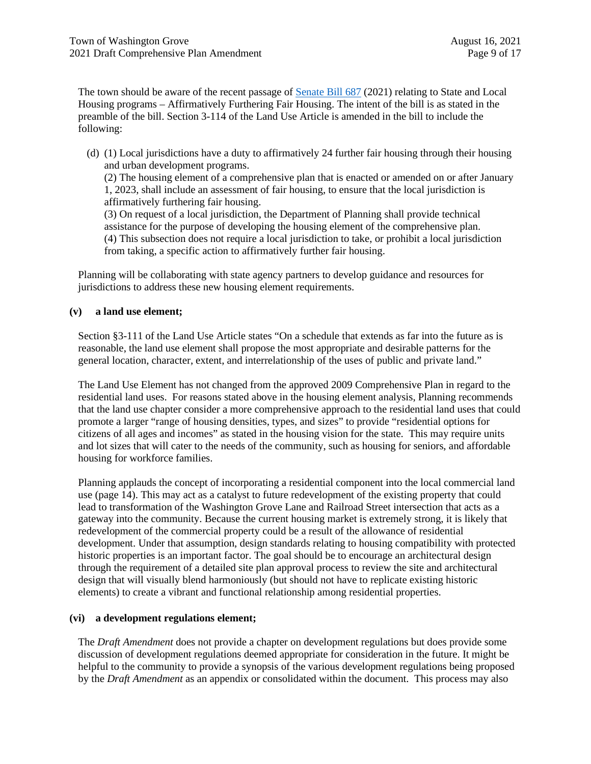The town should be aware of the recent passage of [Senate Bill 687](#) (2021) relating to State and Local Housing programs – Affirmatively Furthering Fair Housing. The intent of the bill is as stated in the preamble of the bill. Section 3-114 of the Land Use Article is amended in the bill to include the following:

> (d) (1) Local jurisdictions have a duty to affirmatively 24 further fair housing through their housing and urban development programs.
> (2) The housing element of a comprehensive plan that is enacted or amended on or after January 1, 2023, shall include an assessment of fair housing, to ensure that the local jurisdiction is affirmatively furthering fair housing.
> (3) On request of a local jurisdiction, the Department of Planning shall provide technical assistance for the purpose of developing the housing element of the comprehensive plan.
> (4) This subsection does not require a local jurisdiction to take, or prohibit a local jurisdiction from taking, a specific action to affirmatively further fair housing.

Planning will be collaborating with state agency partners to develop guidance and resources for jurisdictions to address these new housing element requirements.

**(v) a land use element;**

Section §3-111 of the Land Use Article states "On a schedule that extends as far into the future as is reasonable, the land use element shall propose the most appropriate and desirable patterns for the general location, character, extent, and interrelationship of the uses of public and private land."

The Land Use Element has not changed from the approved 2009 Comprehensive Plan in regard to the residential land uses. For reasons stated above in the housing element analysis, Planning recommends that the land use chapter consider a more comprehensive approach to the residential land uses that could promote a larger "range of housing densities, types, and sizes" to provide "residential options for citizens of all ages and incomes" as stated in the housing vision for the state. This may require units and lot sizes that will cater to the needs of the community, such as housing for seniors, and affordable housing for workforce families.

Planning applauds the concept of incorporating a residential component into the local commercial land use (page 14). This may act as a catalyst to future redevelopment of the existing property that could lead to transformation of the Washington Grove Lane and Railroad Street intersection that acts as a gateway into the community. Because the current housing market is extremely strong, it is likely that redevelopment of the commercial property could be a result of the allowance of residential development. Under that assumption, design standards relating to housing compatibility with protected historic properties is an important factor. The goal should be to encourage an architectural design through the requirement of a detailed site plan approval process to review the site and architectural design that will visually blend harmoniously (but should not have to replicate existing historic elements) to create a vibrant and functional relationship among residential properties.

**(vi) a development regulations element;**

The *Draft Amendment* does not provide a chapter on development regulations but does provide some discussion of development regulations deemed appropriate for consideration in the future. It might be helpful to the community to provide a synopsis of the various development regulations being proposed by the *Draft Amendment* as an appendix or consolidated within the document. This process may also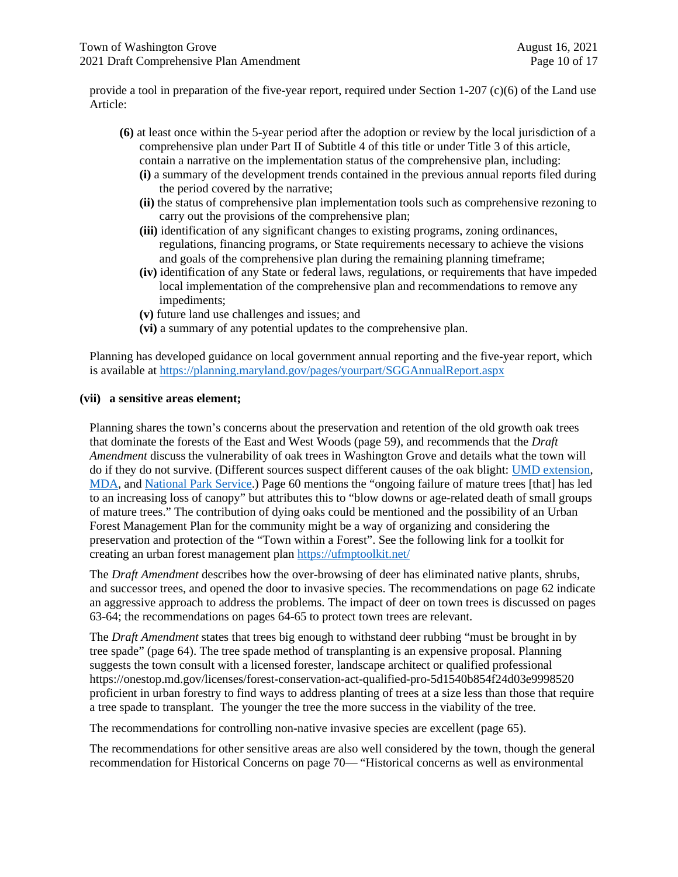provide a tool in preparation of the five-year report, required under Section 1-207 (c)(6) of the Land use Article:

> **(6)** at least once within the 5-year period after the adoption or review by the local jurisdiction of a comprehensive plan under Part II of Subtitle 4 of this title or under Title 3 of this article, contain a narrative on the implementation status of the comprehensive plan, including:
>
> **(i)** a summary of the development trends contained in the previous annual reports filed during the period covered by the narrative;
>
> **(ii)** the status of comprehensive plan implementation tools such as comprehensive rezoning to carry out the provisions of the comprehensive plan;
>
> **(iii)** identification of any significant changes to existing programs, zoning ordinances, regulations, financing programs, or State requirements necessary to achieve the visions and goals of the comprehensive plan during the remaining planning timeframe;
>
> **(iv)** identification of any State or federal laws, regulations, or requirements that have impeded local implementation of the comprehensive plan and recommendations to remove any impediments;
>
> **(v)** future land use challenges and issues; and
>
> **(vi)** a summary of any potential updates to the comprehensive plan.

Planning has developed guidance on local government annual reporting and the five-year report, which is available at https://planning.maryland.gov/pages/yourpart/SGGAnnualReport.aspx

### (vii) a sensitive areas element;

Planning shares the town's concerns about the preservation and retention of the old growth oak trees that dominate the forests of the East and West Woods (page 59), and recommends that the *Draft Amendment* discuss the vulnerability of oak trees in Washington Grove and details what the town will do if they do not survive. (Different sources suspect different causes of the oak blight: UMD extension, MDA, and National Park Service.) Page 60 mentions the "ongoing failure of mature trees [that] has led to an increasing loss of canopy" but attributes this to "blow downs or age-related death of small groups of mature trees." The contribution of dying oaks could be mentioned and the possibility of an Urban Forest Management Plan for the community might be a way of organizing and considering the preservation and protection of the "Town within a Forest". See the following link for a toolkit for creating an urban forest management plan https://ufmptoolkit.net/

The *Draft Amendment* describes how the over-browsing of deer has eliminated native plants, shrubs, and successor trees, and opened the door to invasive species. The recommendations on page 62 indicate an aggressive approach to address the problems. The impact of deer on town trees is discussed on pages 63-64; the recommendations on pages 64-65 to protect town trees are relevant.

The *Draft Amendment* states that trees big enough to withstand deer rubbing "must be brought in by tree spade" (page 64). The tree spade method of transplanting is an expensive proposal. Planning suggests the town consult with a licensed forester, landscape architect or qualified professional https://onestop.md.gov/licenses/forest-conservation-act-qualified-pro-5d1540b854f24d03e9998520 proficient in urban forestry to find ways to address planting of trees at a size less than those that require a tree spade to transplant. The younger the tree the more success in the viability of the tree.

The recommendations for controlling non-native invasive species are excellent (page 65).

The recommendations for other sensitive areas are also well considered by the town, though the general recommendation for Historical Concerns on page 70— "Historical concerns as well as environmental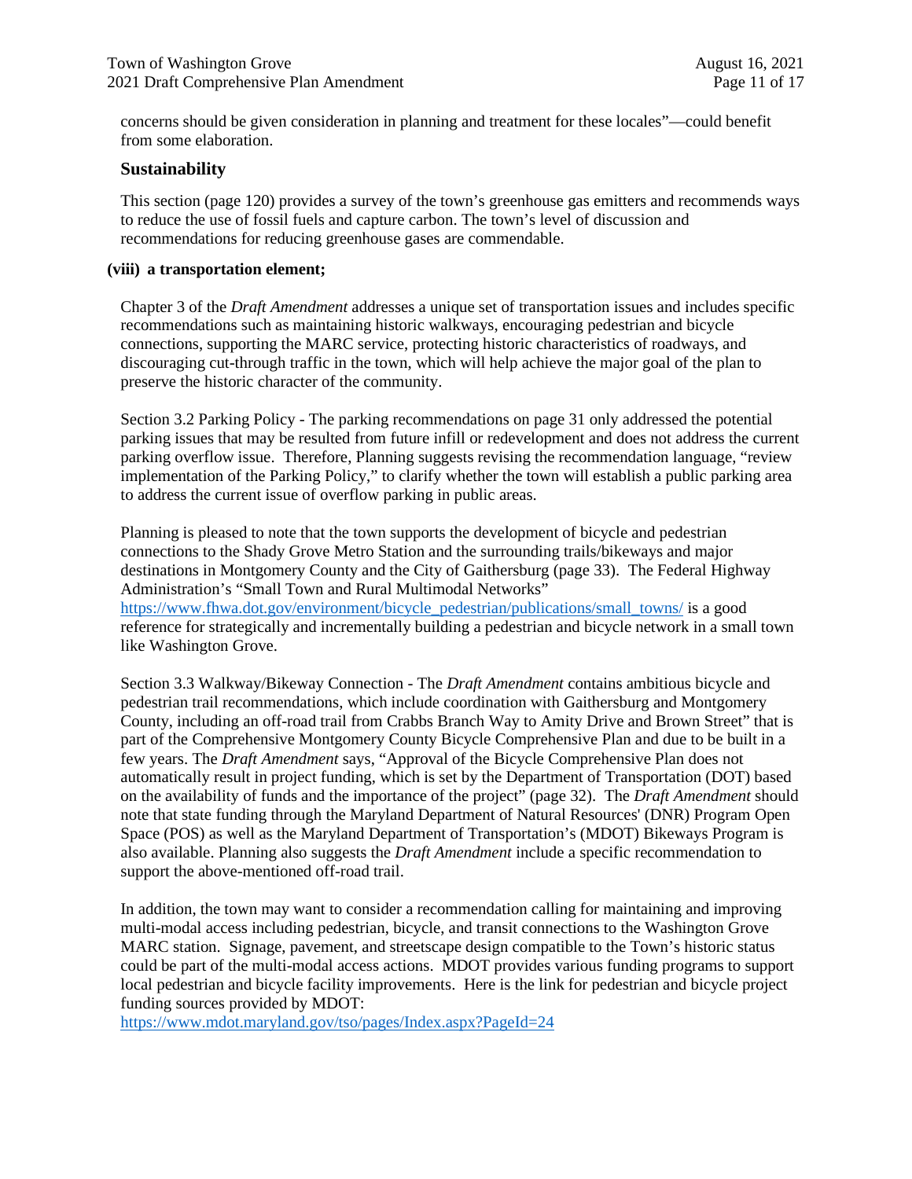concerns should be given consideration in planning and treatment for these locales"—could benefit from some elaboration.

### Sustainability

This section (page 120) provides a survey of the town's greenhouse gas emitters and recommends ways to reduce the use of fossil fuels and capture carbon. The town's level of discussion and recommendations for reducing greenhouse gases are commendable.

**(viii) a transportation element;**

Chapter 3 of the *Draft Amendment* addresses a unique set of transportation issues and includes specific recommendations such as maintaining historic walkways, encouraging pedestrian and bicycle connections, supporting the MARC service, protecting historic characteristics of roadways, and discouraging cut-through traffic in the town, which will help achieve the major goal of the plan to preserve the historic character of the community.

Section 3.2 Parking Policy - The parking recommendations on page 31 only addressed the potential parking issues that may be resulted from future infill or redevelopment and does not address the current parking overflow issue. Therefore, Planning suggests revising the recommendation language, "review implementation of the Parking Policy," to clarify whether the town will establish a public parking area to address the current issue of overflow parking in public areas.

Planning is pleased to note that the town supports the development of bicycle and pedestrian connections to the Shady Grove Metro Station and the surrounding trails/bikeways and major destinations in Montgomery County and the City of Gaithersburg (page 33). The Federal Highway Administration's "Small Town and Rural Multimodal Networks" https://www.fhwa.dot.gov/environment/bicycle_pedestrian/publications/small_towns/ is a good reference for strategically and incrementally building a pedestrian and bicycle network in a small town like Washington Grove.

Section 3.3 Walkway/Bikeway Connection - The *Draft Amendment* contains ambitious bicycle and pedestrian trail recommendations, which include coordination with Gaithersburg and Montgomery County, including an off-road trail from Crabbs Branch Way to Amity Drive and Brown Street" that is part of the Comprehensive Montgomery County Bicycle Comprehensive Plan and due to be built in a few years. The *Draft Amendment* says, "Approval of the Bicycle Comprehensive Plan does not automatically result in project funding, which is set by the Department of Transportation (DOT) based on the availability of funds and the importance of the project" (page 32). The *Draft Amendment* should note that state funding through the Maryland Department of Natural Resources' (DNR) Program Open Space (POS) as well as the Maryland Department of Transportation's (MDOT) Bikeways Program is also available. Planning also suggests the *Draft Amendment* include a specific recommendation to support the above-mentioned off-road trail.

In addition, the town may want to consider a recommendation calling for maintaining and improving multi-modal access including pedestrian, bicycle, and transit connections to the Washington Grove MARC station. Signage, pavement, and streetscape design compatible to the Town's historic status could be part of the multi-modal access actions. MDOT provides various funding programs to support local pedestrian and bicycle facility improvements. Here is the link for pedestrian and bicycle project funding sources provided by MDOT:
https://www.mdot.maryland.gov/tso/pages/Index.aspx?PageId=24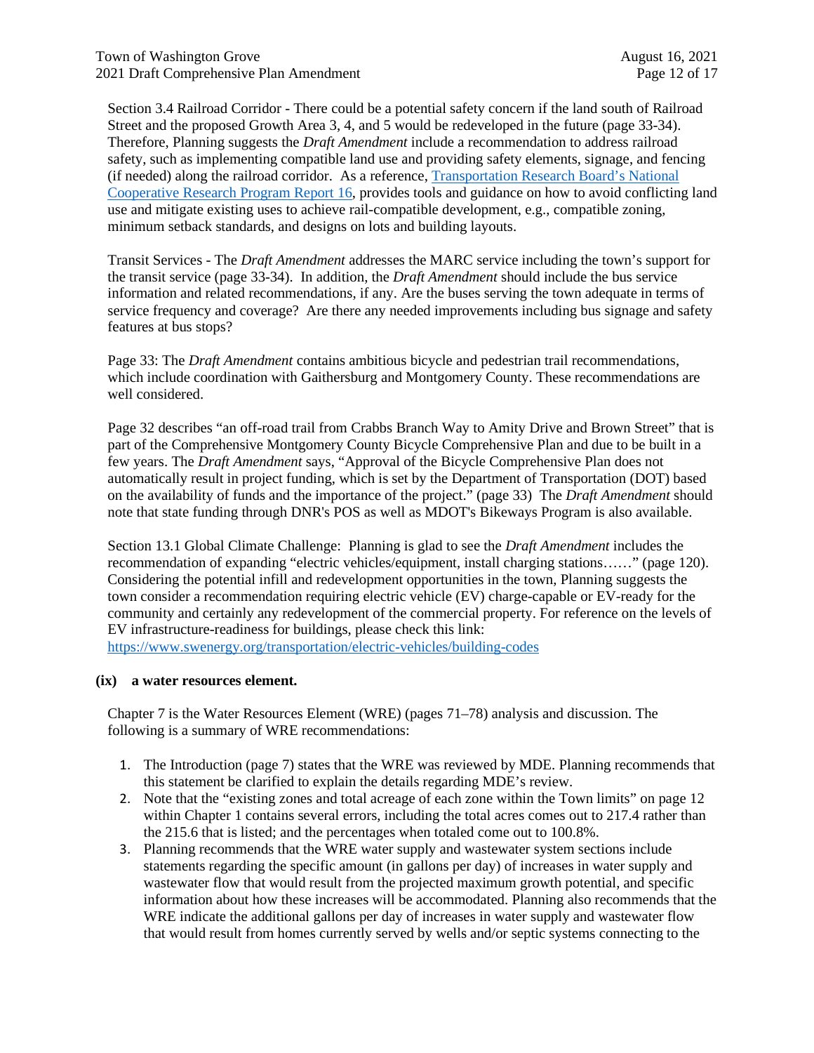Section 3.4 Railroad Corridor - There could be a potential safety concern if the land south of Railroad Street and the proposed Growth Area 3, 4, and 5 would be redeveloped in the future (page 33-34). Therefore, Planning suggests the *Draft Amendment* include a recommendation to address railroad safety, such as implementing compatible land use and providing safety elements, signage, and fencing (if needed) along the railroad corridor. As a reference, [Transportation Research Board's National Cooperative Research Program Report 16](), provides tools and guidance on how to avoid conflicting land use and mitigate existing uses to achieve rail-compatible development, e.g., compatible zoning, minimum setback standards, and designs on lots and building layouts.

Transit Services - The *Draft Amendment* addresses the MARC service including the town's support for the transit service (page 33-34). In addition, the *Draft Amendment* should include the bus service information and related recommendations, if any. Are the buses serving the town adequate in terms of service frequency and coverage? Are there any needed improvements including bus signage and safety features at bus stops?

Page 33: The *Draft Amendment* contains ambitious bicycle and pedestrian trail recommendations, which include coordination with Gaithersburg and Montgomery County. These recommendations are well considered.

Page 32 describes "an off-road trail from Crabbs Branch Way to Amity Drive and Brown Street" that is part of the Comprehensive Montgomery County Bicycle Comprehensive Plan and due to be built in a few years. The *Draft Amendment* says, "Approval of the Bicycle Comprehensive Plan does not automatically result in project funding, which is set by the Department of Transportation (DOT) based on the availability of funds and the importance of the project." (page 33) The *Draft Amendment* should note that state funding through DNR's POS as well as MDOT's Bikeways Program is also available.

Section 13.1 Global Climate Challenge: Planning is glad to see the *Draft Amendment* includes the recommendation of expanding "electric vehicles/equipment, install charging stations……" (page 120). Considering the potential infill and redevelopment opportunities in the town, Planning suggests the town consider a recommendation requiring electric vehicle (EV) charge-capable or EV-ready for the community and certainly any redevelopment of the commercial property. For reference on the levels of EV infrastructure-readiness for buildings, please check this link:
https://www.swenergy.org/transportation/electric-vehicles/building-codes

**(ix) a water resources element.**

Chapter 7 is the Water Resources Element (WRE) (pages 71–78) analysis and discussion. The following is a summary of WRE recommendations:

1. The Introduction (page 7) states that the WRE was reviewed by MDE. Planning recommends that this statement be clarified to explain the details regarding MDE's review.
2. Note that the "existing zones and total acreage of each zone within the Town limits" on page 12 within Chapter 1 contains several errors, including the total acres comes out to 217.4 rather than the 215.6 that is listed; and the percentages when totaled come out to 100.8%.
3. Planning recommends that the WRE water supply and wastewater system sections include statements regarding the specific amount (in gallons per day) of increases in water supply and wastewater flow that would result from the projected maximum growth potential, and specific information about how these increases will be accommodated. Planning also recommends that the WRE indicate the additional gallons per day of increases in water supply and wastewater flow that would result from homes currently served by wells and/or septic systems connecting to the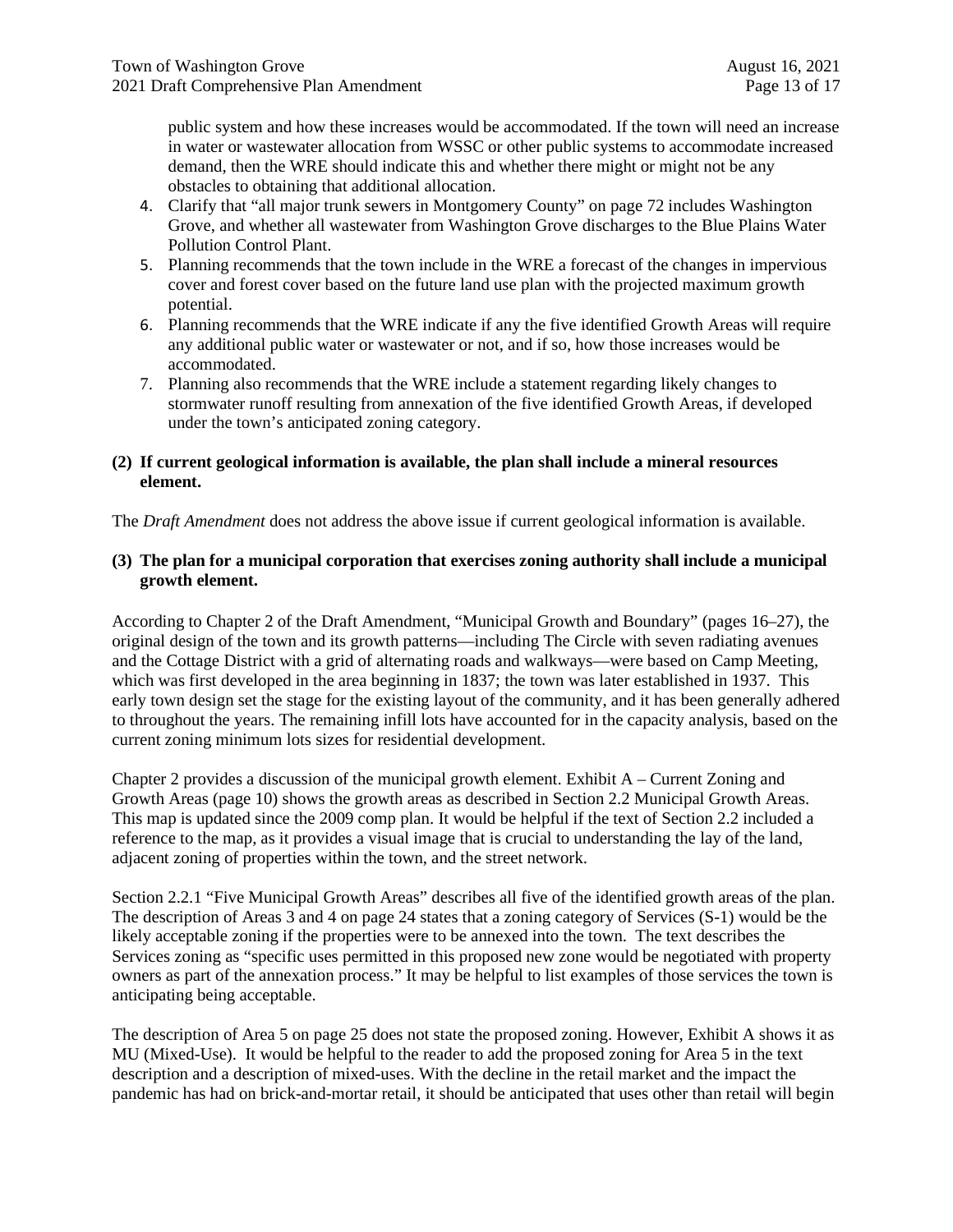public system and how these increases would be accommodated. If the town will need an increase in water or wastewater allocation from WSSC or other public systems to accommodate increased demand, then the WRE should indicate this and whether there might or might not be any obstacles to obtaining that additional allocation.

4. Clarify that "all major trunk sewers in Montgomery County" on page 72 includes Washington Grove, and whether all wastewater from Washington Grove discharges to the Blue Plains Water Pollution Control Plant.
5. Planning recommends that the town include in the WRE a forecast of the changes in impervious cover and forest cover based on the future land use plan with the projected maximum growth potential.
6. Planning recommends that the WRE indicate if any the five identified Growth Areas will require any additional public water or wastewater or not, and if so, how those increases would be accommodated.
7. Planning also recommends that the WRE include a statement regarding likely changes to stormwater runoff resulting from annexation of the five identified Growth Areas, if developed under the town's anticipated zoning category.

**(2) If current geological information is available, the plan shall include a mineral resources element.**

The *Draft Amendment* does not address the above issue if current geological information is available.

**(3) The plan for a municipal corporation that exercises zoning authority shall include a municipal growth element.**

According to Chapter 2 of the Draft Amendment, "Municipal Growth and Boundary" (pages 16–27), the original design of the town and its growth patterns—including The Circle with seven radiating avenues and the Cottage District with a grid of alternating roads and walkways—were based on Camp Meeting, which was first developed in the area beginning in 1837; the town was later established in 1937. This early town design set the stage for the existing layout of the community, and it has been generally adhered to throughout the years. The remaining infill lots have accounted for in the capacity analysis, based on the current zoning minimum lots sizes for residential development.

Chapter 2 provides a discussion of the municipal growth element. Exhibit A – Current Zoning and Growth Areas (page 10) shows the growth areas as described in Section 2.2 Municipal Growth Areas. This map is updated since the 2009 comp plan. It would be helpful if the text of Section 2.2 included a reference to the map, as it provides a visual image that is crucial to understanding the lay of the land, adjacent zoning of properties within the town, and the street network.

Section 2.2.1 "Five Municipal Growth Areas" describes all five of the identified growth areas of the plan. The description of Areas 3 and 4 on page 24 states that a zoning category of Services (S-1) would be the likely acceptable zoning if the properties were to be annexed into the town. The text describes the Services zoning as "specific uses permitted in this proposed new zone would be negotiated with property owners as part of the annexation process." It may be helpful to list examples of those services the town is anticipating being acceptable.

The description of Area 5 on page 25 does not state the proposed zoning. However, Exhibit A shows it as MU (Mixed-Use). It would be helpful to the reader to add the proposed zoning for Area 5 in the text description and a description of mixed-uses. With the decline in the retail market and the impact the pandemic has had on brick-and-mortar retail, it should be anticipated that uses other than retail will begin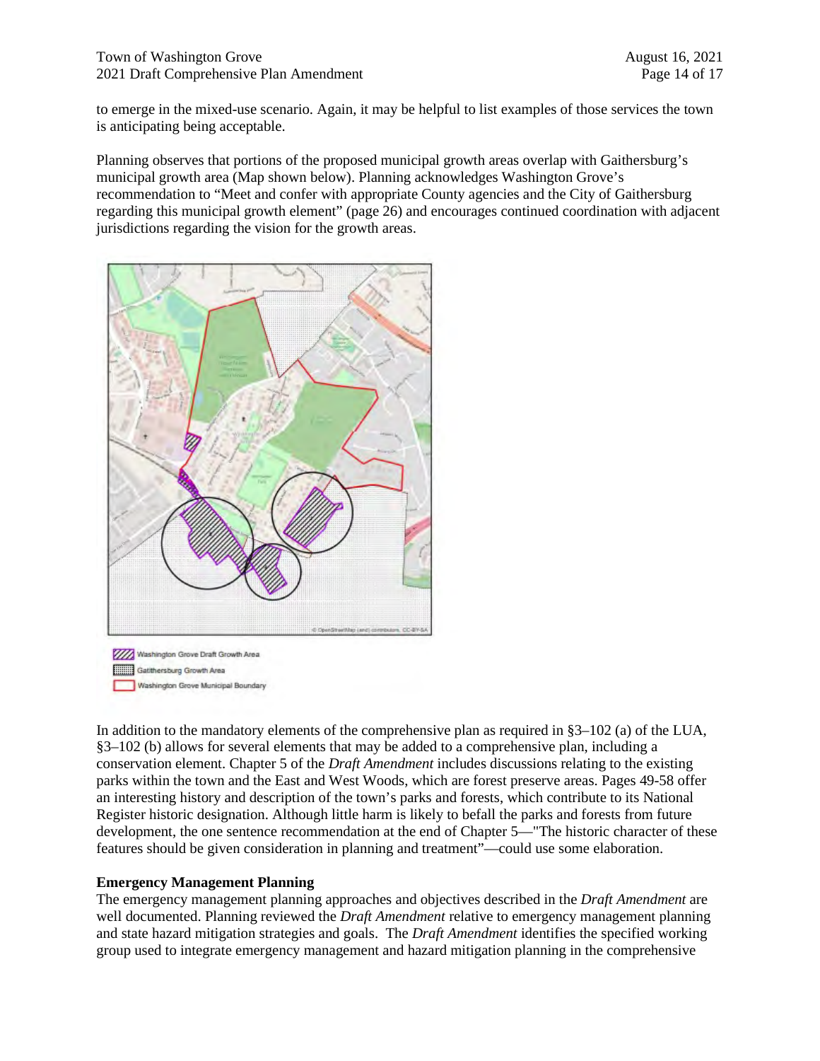to emerge in the mixed-use scenario. Again, it may be helpful to list examples of those services the town is anticipating being acceptable.

Planning observes that portions of the proposed municipal growth areas overlap with Gaithersburg's municipal growth area (Map shown below). Planning acknowledges Washington Grove's recommendation to "Meet and confer with appropriate County agencies and the City of Gaithersburg regarding this municipal growth element" (page 26) and encourages continued coordination with adjacent jurisdictions regarding the vision for the growth areas.

Washington Grove Draft Growth Area
Gaithersburg Growth Area
Washington Grove Municipal Boundary

In addition to the mandatory elements of the comprehensive plan as required in §3–102 (a) of the LUA, §3–102 (b) allows for several elements that may be added to a comprehensive plan, including a conservation element. Chapter 5 of the *Draft Amendment* includes discussions relating to the existing parks within the town and the East and West Woods, which are forest preserve areas. Pages 49-58 offer an interesting history and description of the town's parks and forests, which contribute to its National Register historic designation. Although little harm is likely to befall the parks and forests from future development, the one sentence recommendation at the end of Chapter 5—"The historic character of these features should be given consideration in planning and treatment"—could use some elaboration.

**Emergency Management Planning**

The emergency management planning approaches and objectives described in the *Draft Amendment* are well documented. Planning reviewed the *Draft Amendment* relative to emergency management planning and state hazard mitigation strategies and goals. The *Draft Amendment* identifies the specified working group used to integrate emergency management and hazard mitigation planning in the comprehensive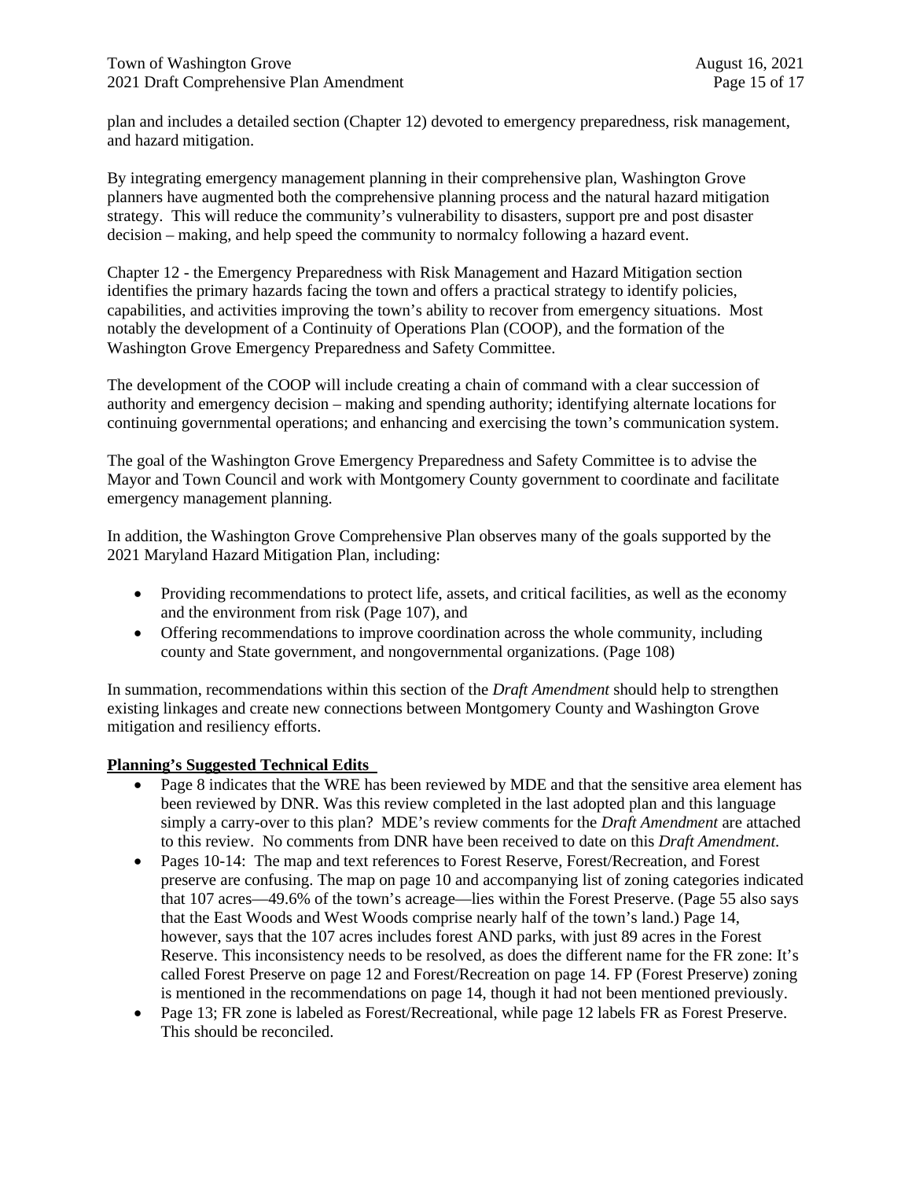plan and includes a detailed section (Chapter 12) devoted to emergency preparedness, risk management, and hazard mitigation.

By integrating emergency management planning in their comprehensive plan, Washington Grove planners have augmented both the comprehensive planning process and the natural hazard mitigation strategy. This will reduce the community's vulnerability to disasters, support pre and post disaster decision – making, and help speed the community to normalcy following a hazard event.

Chapter 12 - the Emergency Preparedness with Risk Management and Hazard Mitigation section identifies the primary hazards facing the town and offers a practical strategy to identify policies, capabilities, and activities improving the town's ability to recover from emergency situations. Most notably the development of a Continuity of Operations Plan (COOP), and the formation of the Washington Grove Emergency Preparedness and Safety Committee.

The development of the COOP will include creating a chain of command with a clear succession of authority and emergency decision – making and spending authority; identifying alternate locations for continuing governmental operations; and enhancing and exercising the town's communication system.

The goal of the Washington Grove Emergency Preparedness and Safety Committee is to advise the Mayor and Town Council and work with Montgomery County government to coordinate and facilitate emergency management planning.

In addition, the Washington Grove Comprehensive Plan observes many of the goals supported by the 2021 Maryland Hazard Mitigation Plan, including:

- Providing recommendations to protect life, assets, and critical facilities, as well as the economy and the environment from risk (Page 107), and
- Offering recommendations to improve coordination across the whole community, including county and State government, and nongovernmental organizations. (Page 108)

In summation, recommendations within this section of the *Draft Amendment* should help to strengthen existing linkages and create new connections between Montgomery County and Washington Grove mitigation and resiliency efforts.

**Planning's Suggested Technical Edits**

- Page 8 indicates that the WRE has been reviewed by MDE and that the sensitive area element has been reviewed by DNR. Was this review completed in the last adopted plan and this language simply a carry-over to this plan? MDE's review comments for the *Draft Amendment* are attached to this review. No comments from DNR have been received to date on this *Draft Amendment*.
- Pages 10-14: The map and text references to Forest Reserve, Forest/Recreation, and Forest preserve are confusing. The map on page 10 and accompanying list of zoning categories indicated that 107 acres—49.6% of the town's acreage—lies within the Forest Preserve. (Page 55 also says that the East Woods and West Woods comprise nearly half of the town's land.) Page 14, however, says that the 107 acres includes forest AND parks, with just 89 acres in the Forest Reserve. This inconsistency needs to be resolved, as does the different name for the FR zone: It's called Forest Preserve on page 12 and Forest/Recreation on page 14. FP (Forest Preserve) zoning is mentioned in the recommendations on page 14, though it had not been mentioned previously.
- Page 13; FR zone is labeled as Forest/Recreational, while page 12 labels FR as Forest Preserve. This should be reconciled.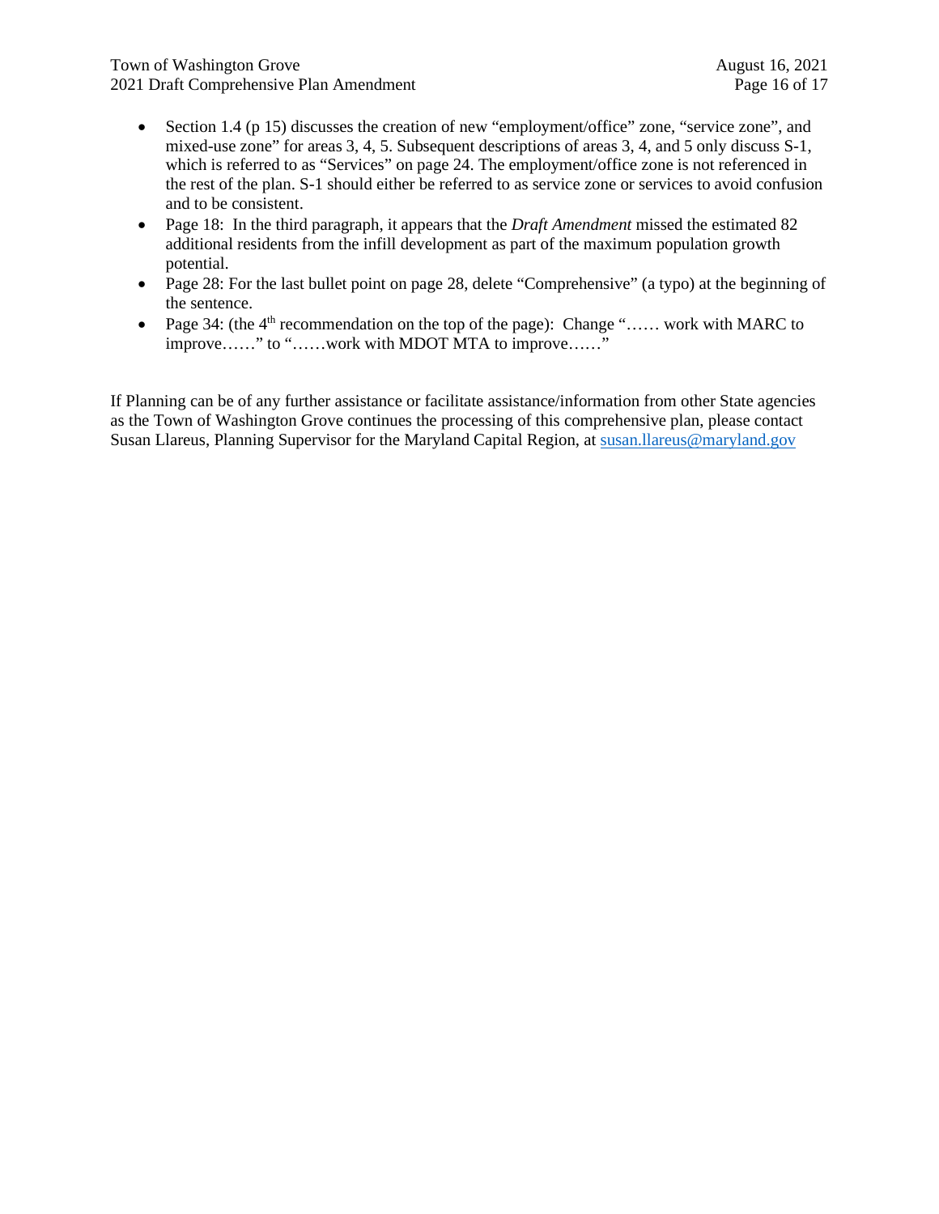- Section 1.4 (p 15) discusses the creation of new "employment/office" zone, "service zone", and mixed-use zone" for areas 3, 4, 5. Subsequent descriptions of areas 3, 4, and 5 only discuss S-1, which is referred to as "Services" on page 24. The employment/office zone is not referenced in the rest of the plan. S-1 should either be referred to as service zone or services to avoid confusion and to be consistent.
- Page 18: In the third paragraph, it appears that the *Draft Amendment* missed the estimated 82 additional residents from the infill development as part of the maximum population growth potential.
- Page 28: For the last bullet point on page 28, delete "Comprehensive" (a typo) at the beginning of the sentence.
- Page 34: (the 4th recommendation on the top of the page): Change "…… work with MARC to improve……" to "……work with MDOT MTA to improve……"

If Planning can be of any further assistance or facilitate assistance/information from other State agencies as the Town of Washington Grove continues the processing of this comprehensive plan, please contact Susan Llareus, Planning Supervisor for the Maryland Capital Region, at susan.llareus@maryland.gov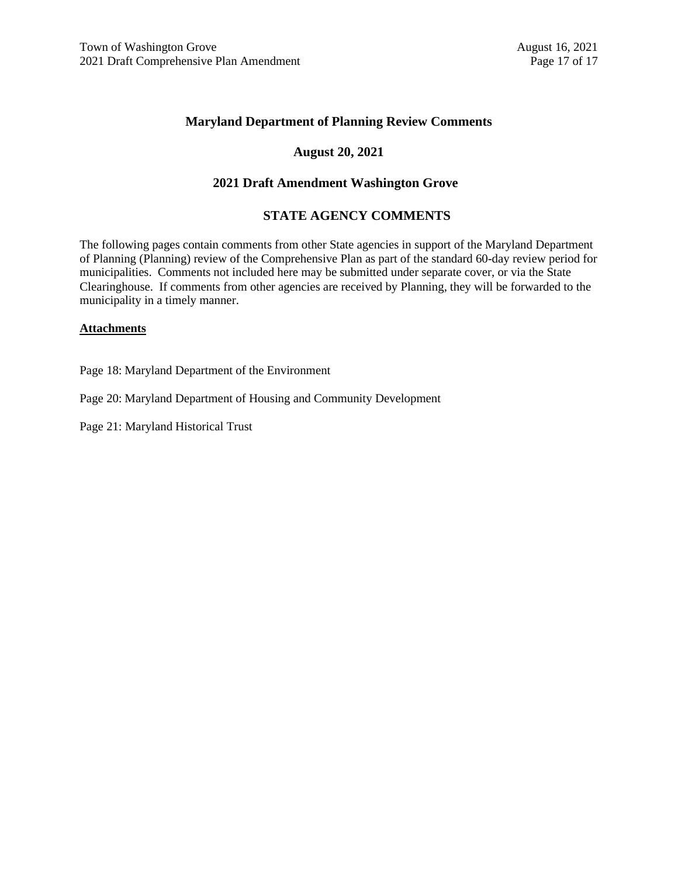## Maryland Department of Planning Review Comments

### August 20, 2021

### 2021 Draft Amendment Washington Grove

## STATE AGENCY COMMENTS

The following pages contain comments from other State agencies in support of the Maryland Department of Planning (Planning) review of the Comprehensive Plan as part of the standard 60-day review period for municipalities. Comments not included here may be submitted under separate cover, or via the State Clearinghouse. If comments from other agencies are received by Planning, they will be forwarded to the municipality in a timely manner.

**Attachments**

Page 18: Maryland Department of the Environment

Page 20: Maryland Department of Housing and Community Development

Page 21: Maryland Historical Trust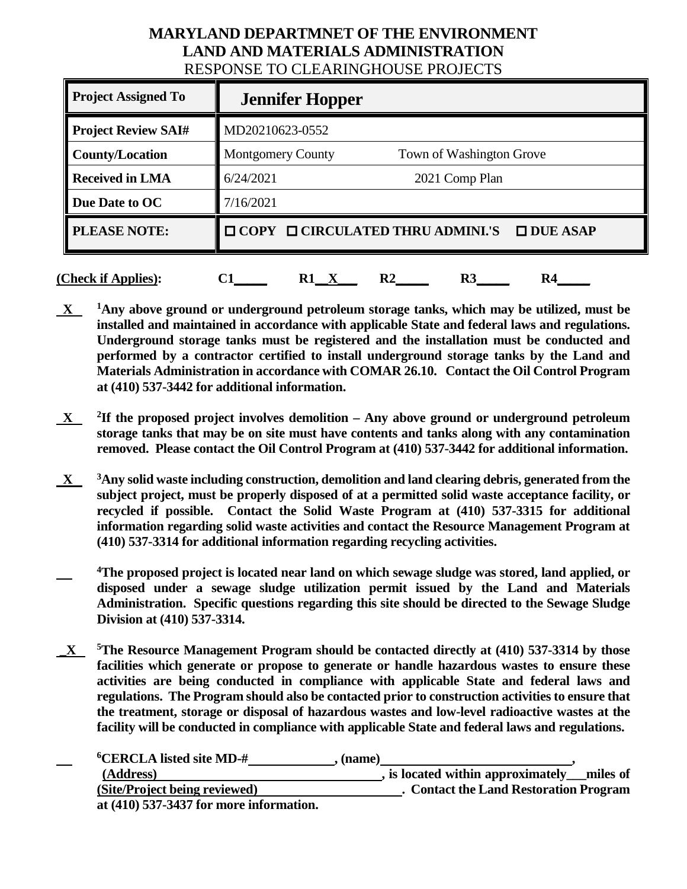**MARYLAND DEPARTMNET OF THE ENVIRONMENT**
**LAND AND MATERIALS ADMINISTRATION**
RESPONSE TO CLEARINGHOUSE PROJECTS

| **Project Assigned To** | **Jennifer Hopper** | |
|---|---|---|
| **Project Review SAI#** | MD20210623-0552 | |
| **County/Location** | Montgomery County | Town of Washington Grove |
| **Received in LMA** | 6/24/2021 | 2021 Comp Plan |
| **Due Date to OC** | 7/16/2021 | |
| **PLEASE NOTE:** | ☐ **COPY** ☐ **CIRCULATED THRU ADMINI.'S** ☐ **DUE ASAP** | |

**(Check if Applies):** **C1\_\_\_\_\_ R1\_\_X\_\_\_ R2\_\_\_\_\_ R3\_\_\_\_\_ R4\_\_\_\_\_**

**X** [1]**Any above ground or underground petroleum storage tanks, which may be utilized, must be installed and maintained in accordance with applicable State and federal laws and regulations. Underground storage tanks must be registered and the installation must be conducted and performed by a contractor certified to install underground storage tanks by the Land and Materials Administration in accordance with COMAR 26.10. Contact the Oil Control Program at (410) 537-3442 for additional information.**

**X** [2]**If the proposed project involves demolition – Any above ground or underground petroleum storage tanks that may be on site must have contents and tanks along with any contamination removed. Please contact the Oil Control Program at (410) 537-3442 for additional information.**

**X** [3]**Any solid waste including construction, demolition and land clearing debris, generated from the subject project, must be properly disposed of at a permitted solid waste acceptance facility, or recycled if possible. Contact the Solid Waste Program at (410) 537-3315 for additional information regarding solid waste activities and contact the Resource Management Program at (410) 537-3314 for additional information regarding recycling activities.**

\_\_ [4]**The proposed project is located near land on which sewage sludge was stored, land applied, or disposed under a sewage sludge utilization permit issued by the Land and Materials Administration. Specific questions regarding this site should be directed to the Sewage Sludge Division at (410) 537-3314.**

**X** [5]**The Resource Management Program should be contacted directly at (410) 537-3314 by those facilities which generate or propose to generate or handle hazardous wastes to ensure these activities are being conducted in compliance with applicable State and federal laws and regulations. The Program should also be contacted prior to construction activities to ensure that the treatment, storage or disposal of hazardous wastes and low-level radioactive wastes at the facility will be conducted in compliance with applicable State and federal laws and regulations.**

\_\_ [6]**CERCLA listed site MD-#\_\_\_\_\_\_\_\_\_\_\_\_\_\_, (name)\_\_\_\_\_\_\_\_\_\_\_\_\_\_\_\_\_\_\_\_\_\_\_\_\_\_\_\_\_\_, (Address)\_\_\_\_\_\_\_\_\_\_\_\_\_\_\_\_\_\_\_\_\_\_\_\_\_\_\_\_\_\_\_\_\_\_\_, is located within approximately\_\_\_miles of (Site/Project being reviewed)\_\_\_\_\_\_\_\_\_\_\_\_\_\_\_\_\_\_\_\_\_\_. Contact the Land Restoration Program at (410) 537-3437 for more information.**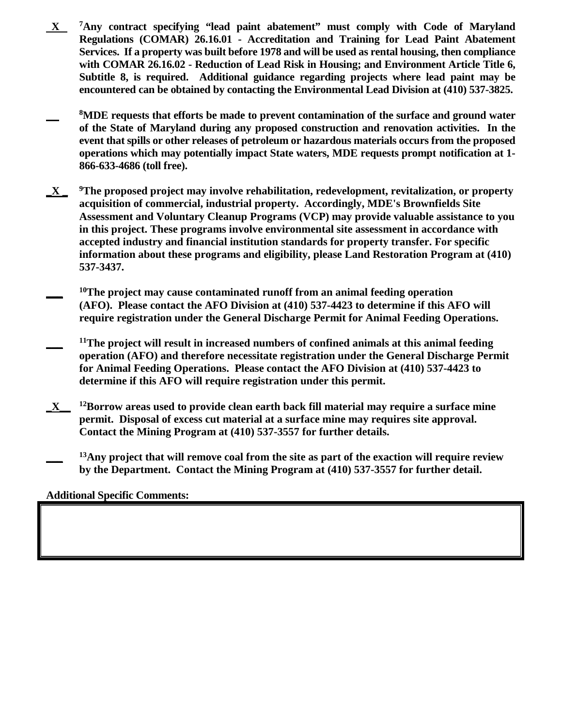**\_X\_ [7]Any contract specifying "lead paint abatement" must comply with Code of Maryland Regulations (COMAR) 26.16.01 - Accreditation and Training for Lead Paint Abatement Services. If a property was built before 1978 and will be used as rental housing, then compliance with COMAR 26.16.02 - Reduction of Lead Risk in Housing; and Environment Article Title 6, Subtitle 8, is required. Additional guidance regarding projects where lead paint may be encountered can be obtained by contacting the Environmental Lead Division at (410) 537-3825.**

**\_\_ [8]MDE requests that efforts be made to prevent contamination of the surface and ground water of the State of Maryland during any proposed construction and renovation activities. In the event that spills or other releases of petroleum or hazardous materials occurs from the proposed operations which may potentially impact State waters, MDE requests prompt notification at 1-866-633-4686 (toll free).**

**\_X\_ [9]The proposed project may involve rehabilitation, redevelopment, revitalization, or property acquisition of commercial, industrial property. Accordingly, MDE's Brownfields Site Assessment and Voluntary Cleanup Programs (VCP) may provide valuable assistance to you in this project. These programs involve environmental site assessment in accordance with accepted industry and financial institution standards for property transfer. For specific information about these programs and eligibility, please Land Restoration Program at (410) 537-3437.**

**\_\_ [10]The project may cause contaminated runoff from an animal feeding operation (AFO). Please contact the AFO Division at (410) 537-4423 to determine if this AFO will require registration under the General Discharge Permit for Animal Feeding Operations.**

**\_\_ [11]The project will result in increased numbers of confined animals at this animal feeding operation (AFO) and therefore necessitate registration under the General Discharge Permit for Animal Feeding Operations. Please contact the AFO Division at (410) 537-4423 to determine if this AFO will require registration under this permit.**

**\_X\_ [12]Borrow areas used to provide clean earth back fill material may require a surface mine permit. Disposal of excess cut material at a surface mine may requires site approval. Contact the Mining Program at (410) 537-3557 for further details.**

**\_\_ [13]Any project that will remove coal from the site as part of the exaction will require review by the Department. Contact the Mining Program at (410) 537-3557 for further detail.**

**Additional Specific Comments:**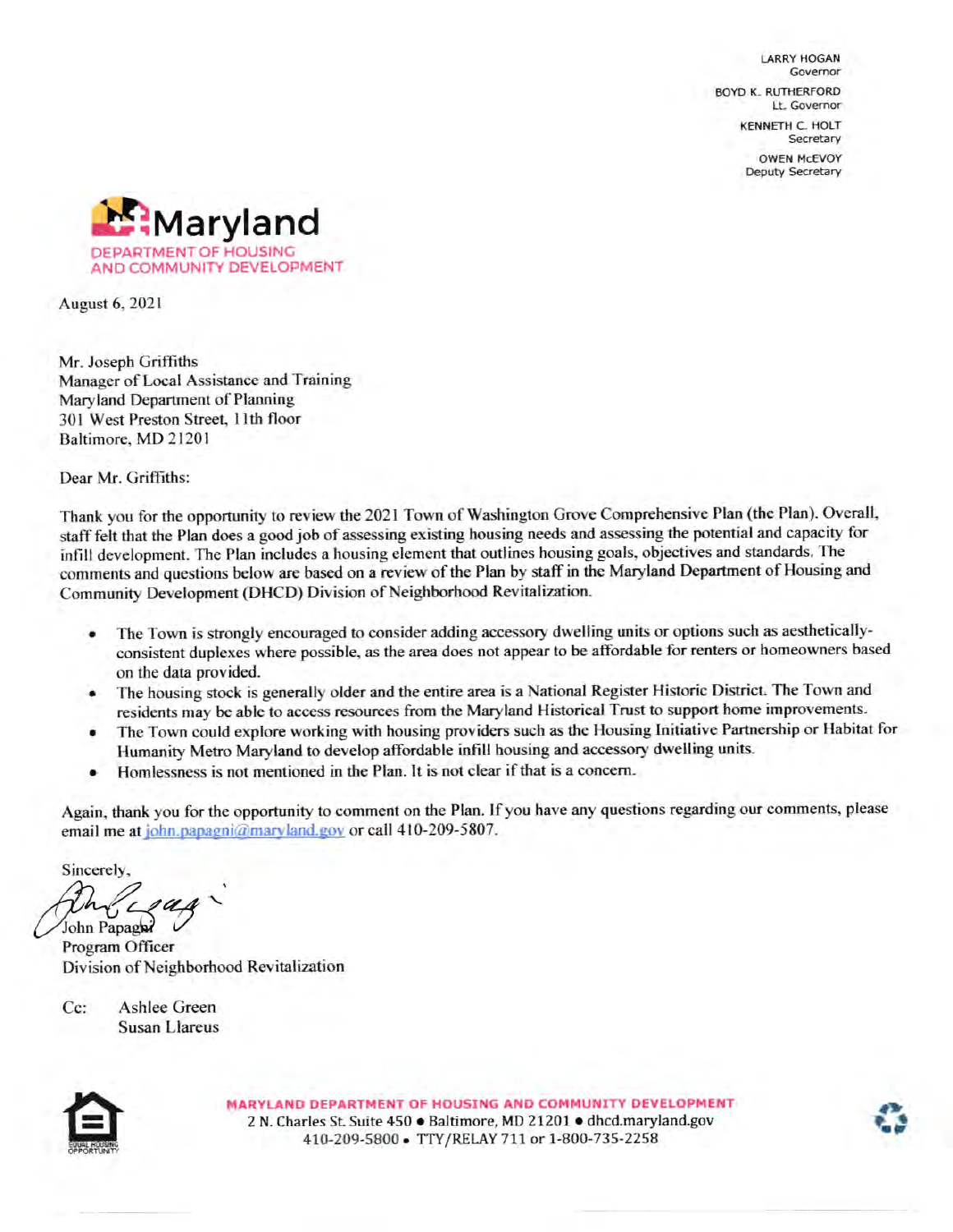LARRY HOGAN
Governor

BOYD K. RUTHERFORD
Lt. Governor

KENNETH C. HOLT
Secretary

OWEN McEVOY
Deputy Secretary

**Maryland**
DEPARTMENT OF HOUSING AND COMMUNITY DEVELOPMENT

August 6, 2021

Mr. Joseph Griffiths
Manager of Local Assistance and Training
Maryland Department of Planning
301 West Preston Street, 11th floor
Baltimore, MD 21201

Dear Mr. Griffiths:

Thank you for the opportunity to review the 2021 Town of Washington Grove Comprehensive Plan (the Plan). Overall, staff felt that the Plan does a good job of assessing existing housing needs and assessing the potential and capacity for infill development. The Plan includes a housing element that outlines housing goals, objectives and standards. The comments and questions below are based on a review of the Plan by staff in the Maryland Department of Housing and Community Development (DHCD) Division of Neighborhood Revitalization.

- The Town is strongly encouraged to consider adding accessory dwelling units or options such as aesthetically-consistent duplexes where possible, as the area does not appear to be affordable for renters or homeowners based on the data provided.
- The housing stock is generally older and the entire area is a National Register Historic District. The Town and residents may be able to access resources from the Maryland Historical Trust to support home improvements.
- The Town could explore working with housing providers such as the Housing Initiative Partnership or Habitat for Humanity Metro Maryland to develop affordable infill housing and accessory dwelling units.
- Homlessness is not mentioned in the Plan. It is not clear if that is a concern.

Again, thank you for the opportunity to comment on the Plan. If you have any questions regarding our comments, please email me at john.papagni@maryland.gov or call 410-209-5807.

Sincerely,

John Papagni
Program Officer
Division of Neighborhood Revitalization

Cc: Ashlee Green
Susan Llareus

MARYLAND DEPARTMENT OF HOUSING AND COMMUNITY DEVELOPMENT
2 N. Charles St. Suite 450 • Baltimore, MD 21201 • dhcd.maryland.gov
410-209-5800 • TTY/RELAY 711 or 1-800-735-2258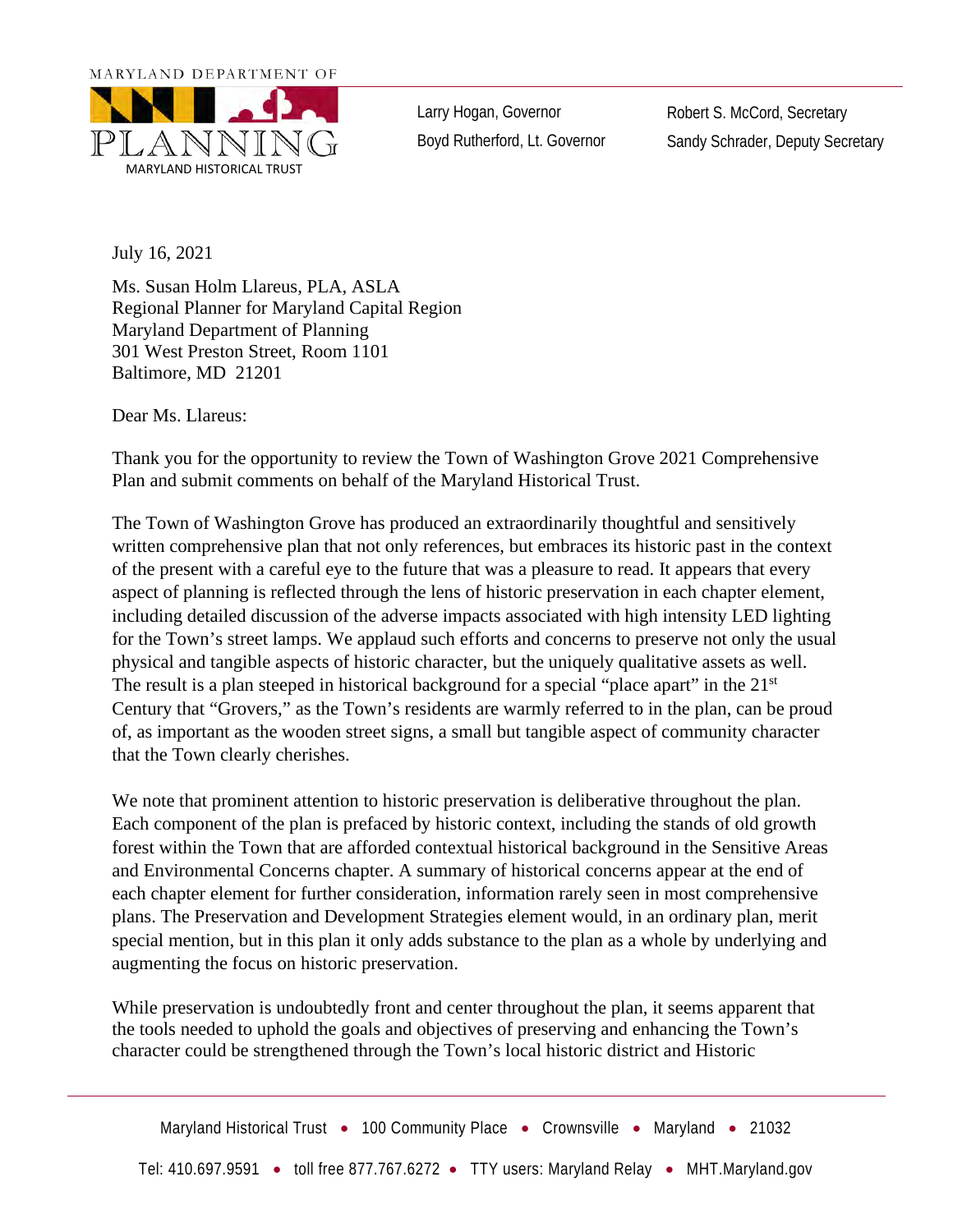MARYLAND DEPARTMENT OF PLANNING
MARYLAND HISTORICAL TRUST

Larry Hogan, Governor
Boyd Rutherford, Lt. Governor

Robert S. McCord, Secretary
Sandy Schrader, Deputy Secretary

July 16, 2021

Ms. Susan Holm Llareus, PLA, ASLA
Regional Planner for Maryland Capital Region
Maryland Department of Planning
301 West Preston Street, Room 1101
Baltimore, MD 21201

Dear Ms. Llareus:

Thank you for the opportunity to review the Town of Washington Grove 2021 Comprehensive Plan and submit comments on behalf of the Maryland Historical Trust.

The Town of Washington Grove has produced an extraordinarily thoughtful and sensitively written comprehensive plan that not only references, but embraces its historic past in the context of the present with a careful eye to the future that was a pleasure to read. It appears that every aspect of planning is reflected through the lens of historic preservation in each chapter element, including detailed discussion of the adverse impacts associated with high intensity LED lighting for the Town's street lamps. We applaud such efforts and concerns to preserve not only the usual physical and tangible aspects of historic character, but the uniquely qualitative assets as well. The result is a plan steeped in historical background for a special "place apart" in the 21st Century that "Grovers," as the Town's residents are warmly referred to in the plan, can be proud of, as important as the wooden street signs, a small but tangible aspect of community character that the Town clearly cherishes.

We note that prominent attention to historic preservation is deliberative throughout the plan. Each component of the plan is prefaced by historic context, including the stands of old growth forest within the Town that are afforded contextual historical background in the Sensitive Areas and Environmental Concerns chapter. A summary of historical concerns appear at the end of each chapter element for further consideration, information rarely seen in most comprehensive plans. The Preservation and Development Strategies element would, in an ordinary plan, merit special mention, but in this plan it only adds substance to the plan as a whole by underlying and augmenting the focus on historic preservation.

While preservation is undoubtedly front and center throughout the plan, it seems apparent that the tools needed to uphold the goals and objectives of preserving and enhancing the Town's character could be strengthened through the Town's local historic district and Historic

Maryland Historical Trust • 100 Community Place • Crownsville • Maryland • 21032

Tel: 410.697.9591 • toll free 877.767.6272 • TTY users: Maryland Relay • MHT.Maryland.gov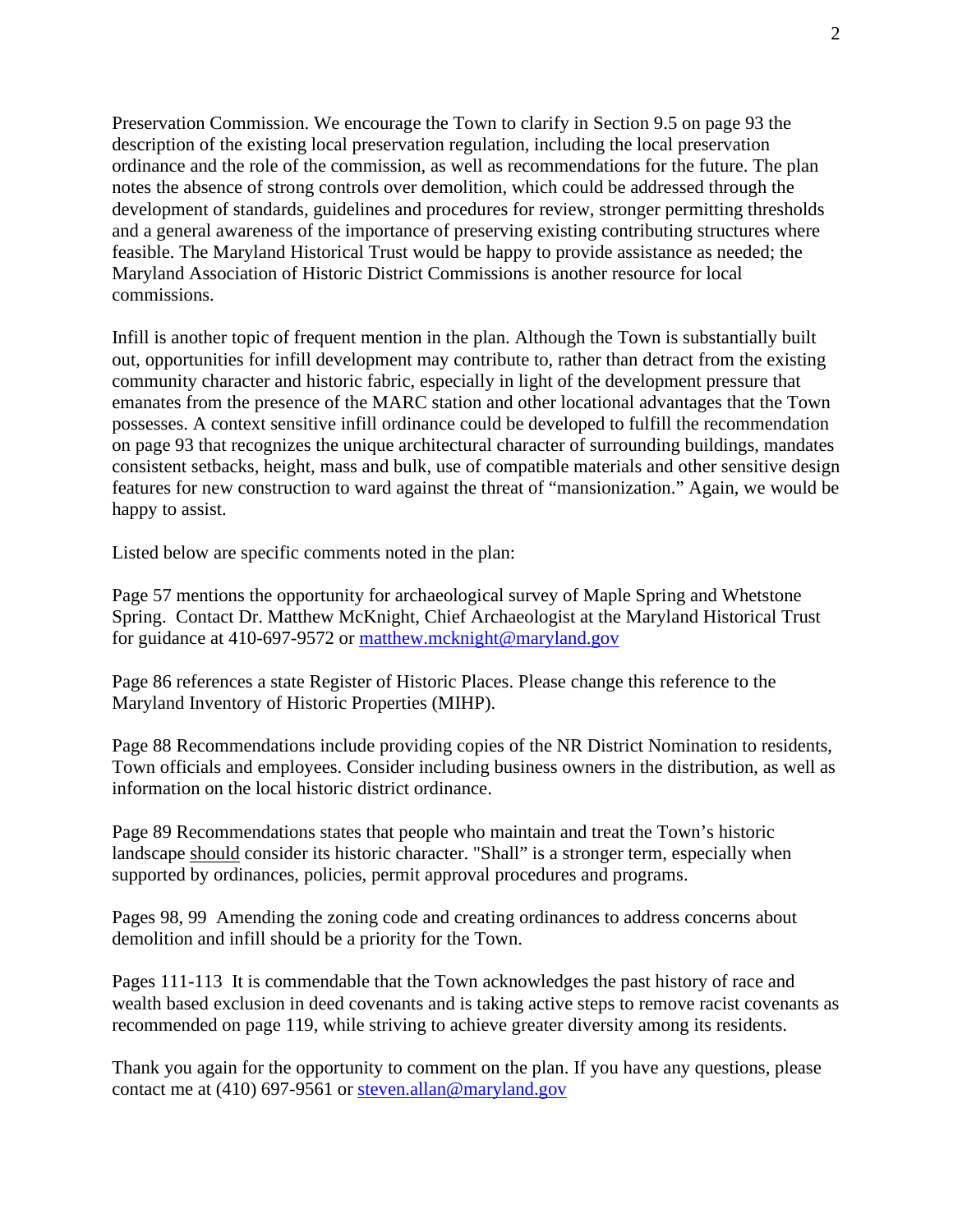Preservation Commission. We encourage the Town to clarify in Section 9.5 on page 93 the description of the existing local preservation regulation, including the local preservation ordinance and the role of the commission, as well as recommendations for the future. The plan notes the absence of strong controls over demolition, which could be addressed through the development of standards, guidelines and procedures for review, stronger permitting thresholds and a general awareness of the importance of preserving existing contributing structures where feasible. The Maryland Historical Trust would be happy to provide assistance as needed; the Maryland Association of Historic District Commissions is another resource for local commissions.

Infill is another topic of frequent mention in the plan. Although the Town is substantially built out, opportunities for infill development may contribute to, rather than detract from the existing community character and historic fabric, especially in light of the development pressure that emanates from the presence of the MARC station and other locational advantages that the Town possesses. A context sensitive infill ordinance could be developed to fulfill the recommendation on page 93 that recognizes the unique architectural character of surrounding buildings, mandates consistent setbacks, height, mass and bulk, use of compatible materials and other sensitive design features for new construction to ward against the threat of "mansionization." Again, we would be happy to assist.

Listed below are specific comments noted in the plan:

Page 57 mentions the opportunity for archaeological survey of Maple Spring and Whetstone Spring. Contact Dr. Matthew McKnight, Chief Archaeologist at the Maryland Historical Trust for guidance at 410-697-9572 or matthew.mcknight@maryland.gov

Page 86 references a state Register of Historic Places. Please change this reference to the Maryland Inventory of Historic Properties (MIHP).

Page 88 Recommendations include providing copies of the NR District Nomination to residents, Town officials and employees. Consider including business owners in the distribution, as well as information on the local historic district ordinance.

Page 89 Recommendations states that people who maintain and treat the Town's historic landscape should consider its historic character. "Shall" is a stronger term, especially when supported by ordinances, policies, permit approval procedures and programs.

Pages 98, 99 Amending the zoning code and creating ordinances to address concerns about demolition and infill should be a priority for the Town.

Pages 111-113 It is commendable that the Town acknowledges the past history of race and wealth based exclusion in deed covenants and is taking active steps to remove racist covenants as recommended on page 119, while striving to achieve greater diversity among its residents.

Thank you again for the opportunity to comment on the plan. If you have any questions, please contact me at (410) 697-9561 or steven.allan@maryland.gov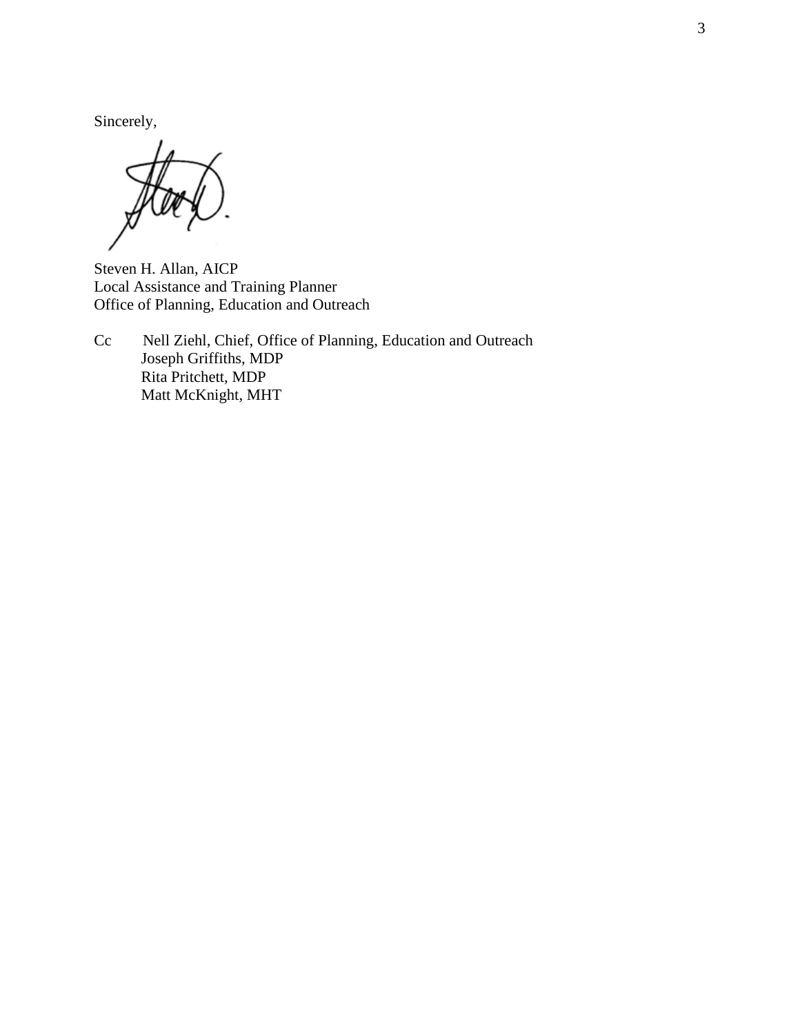Sincerely,

Steven H. Allan, AICP
Local Assistance and Training Planner
Office of Planning, Education and Outreach

Cc Nell Ziehl, Chief, Office of Planning, Education and Outreach
Joseph Griffiths, MDP
Rita Pritchett, MDP
Matt McKnight, MHT